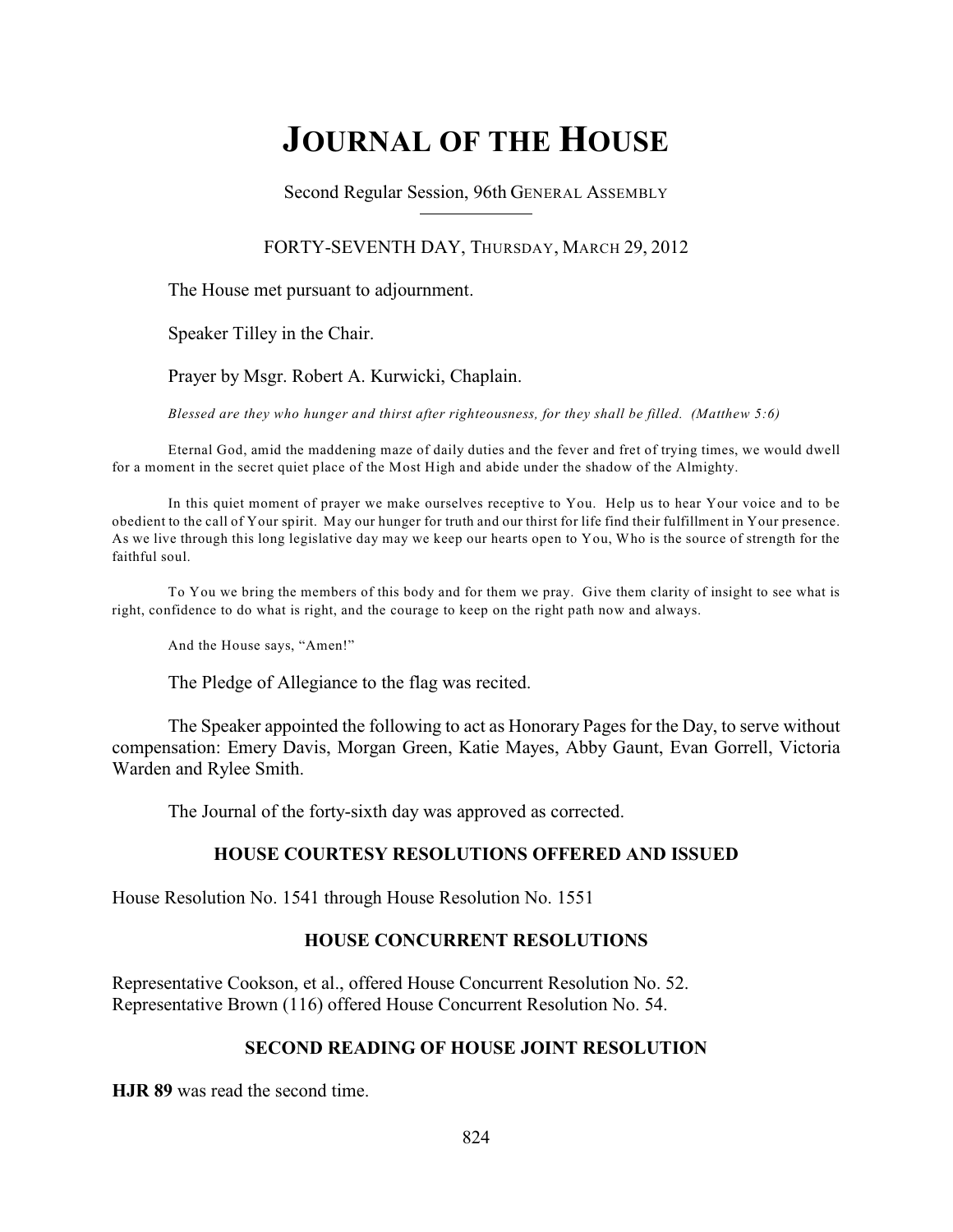# JOURNAL OF THE HOUSE

Second Regular Session, 96th GENERAL ASSEMBLY

FORTY-SEVENTH DAY, THURSDAY, MARCH 29, 2012

The House met pursuant to adjournment.

Speaker Tilley in the Chair.

Prayer by Msgr. Robert A. Kurwicki, Chaplain.

*Blessed are they who hunger and thirst after righteousness, for they shall be filled. (Matthew 5:6)*

Eternal God, amid the maddening maze of daily duties and the fever and fret of trying times, we would dwell for a moment in the secret quiet place of the Most High and abide under the shadow of the Almighty.

In this quiet moment of prayer we make ourselves receptive to You. Help us to hear Your voice and to be obedient to the call of Your spirit. May our hunger for truth and our thirst for life find their fulfillment in Your presence. As we live through this long legislative day may we keep our hearts open to You, Who is the source of strength for the faithful soul.

To You we bring the members of this body and for them we pray. Give them clarity of insight to see what is right, confidence to do what is right, and the courage to keep on the right path now and always.

And the House says, "Amen!"

The Pledge of Allegiance to the flag was recited.

The Speaker appointed the following to act as Honorary Pages for the Day, to serve without compensation: Emery Davis, Morgan Green, Katie Mayes, Abby Gaunt, Evan Gorrell, Victoria Warden and Rylee Smith.

The Journal of the forty-sixth day was approved as corrected.

## HOUSE COURTESY RESOLUTIONS OFFERED AND ISSUED

House Resolution No. 1541 through House Resolution No. 1551

## HOUSE CONCURRENT RESOLUTIONS

Representative Cookson, et al., offered House Concurrent Resolution No. 52.
Representative Brown (116) offered House Concurrent Resolution No. 54.

## SECOND READING OF HOUSE JOINT RESOLUTION

**HJR 89** was read the second time.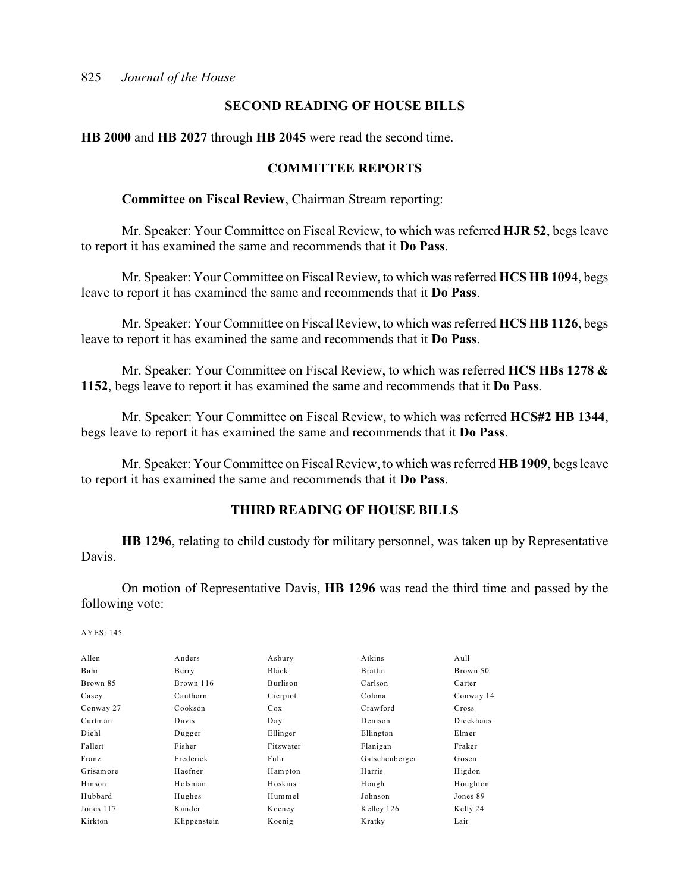## SECOND READING OF HOUSE BILLS

**HB 2000** and **HB 2027** through **HB 2045** were read the second time.

## COMMITTEE REPORTS

**Committee on Fiscal Review**, Chairman Stream reporting:

Mr. Speaker: Your Committee on Fiscal Review, to which was referred **HJR 52**, begs leave to report it has examined the same and recommends that it **Do Pass**.

Mr. Speaker: Your Committee on Fiscal Review, to which was referred **HCS HB 1094**, begs leave to report it has examined the same and recommends that it **Do Pass**.

Mr. Speaker: Your Committee on Fiscal Review, to which was referred **HCS HB 1126**, begs leave to report it has examined the same and recommends that it **Do Pass**.

Mr. Speaker: Your Committee on Fiscal Review, to which was referred **HCS HBs 1278 & 1152**, begs leave to report it has examined the same and recommends that it **Do Pass**.

Mr. Speaker: Your Committee on Fiscal Review, to which was referred **HCS#2 HB 1344**, begs leave to report it has examined the same and recommends that it **Do Pass**.

Mr. Speaker: Your Committee on Fiscal Review, to which was referred **HB 1909**, begs leave to report it has examined the same and recommends that it **Do Pass**.

## THIRD READING OF HOUSE BILLS

**HB 1296**, relating to child custody for military personnel, was taken up by Representative Davis.

On motion of Representative Davis, **HB 1296** was read the third time and passed by the following vote:

AYES: 145

| | | | | |
|---|---|---|---|---|
| Allen | Anders | Asbury | Atkins | Aull |
| Bahr | Berry | Black | Brattin | Brown 50 |
| Brown 85 | Brown 116 | Burlison | Carlson | Carter |
| Casey | Cauthorn | Cierpiot | Colona | Conway 14 |
| Conway 27 | Cookson | Cox | Crawford | Cross |
| Curtman | Davis | Day | Denison | Dieckhaus |
| Diehl | Dugger | Ellinger | Ellington | Elmer |
| Fallert | Fisher | Fitzwater | Flanigan | Fraker |
| Franz | Frederick | Fuhr | Gatschenberger | Gosen |
| Grisamore | Haefner | Hampton | Harris | Higdon |
| Hinson | Holsman | Hoskins | Hough | Houghton |
| Hubbard | Hughes | Hummel | Johnson | Jones 89 |
| Jones 117 | Kander | Keeney | Kelley 126 | Kelly 24 |
| Kirkton | Klippenstein | Koenig | Kratky | Lair |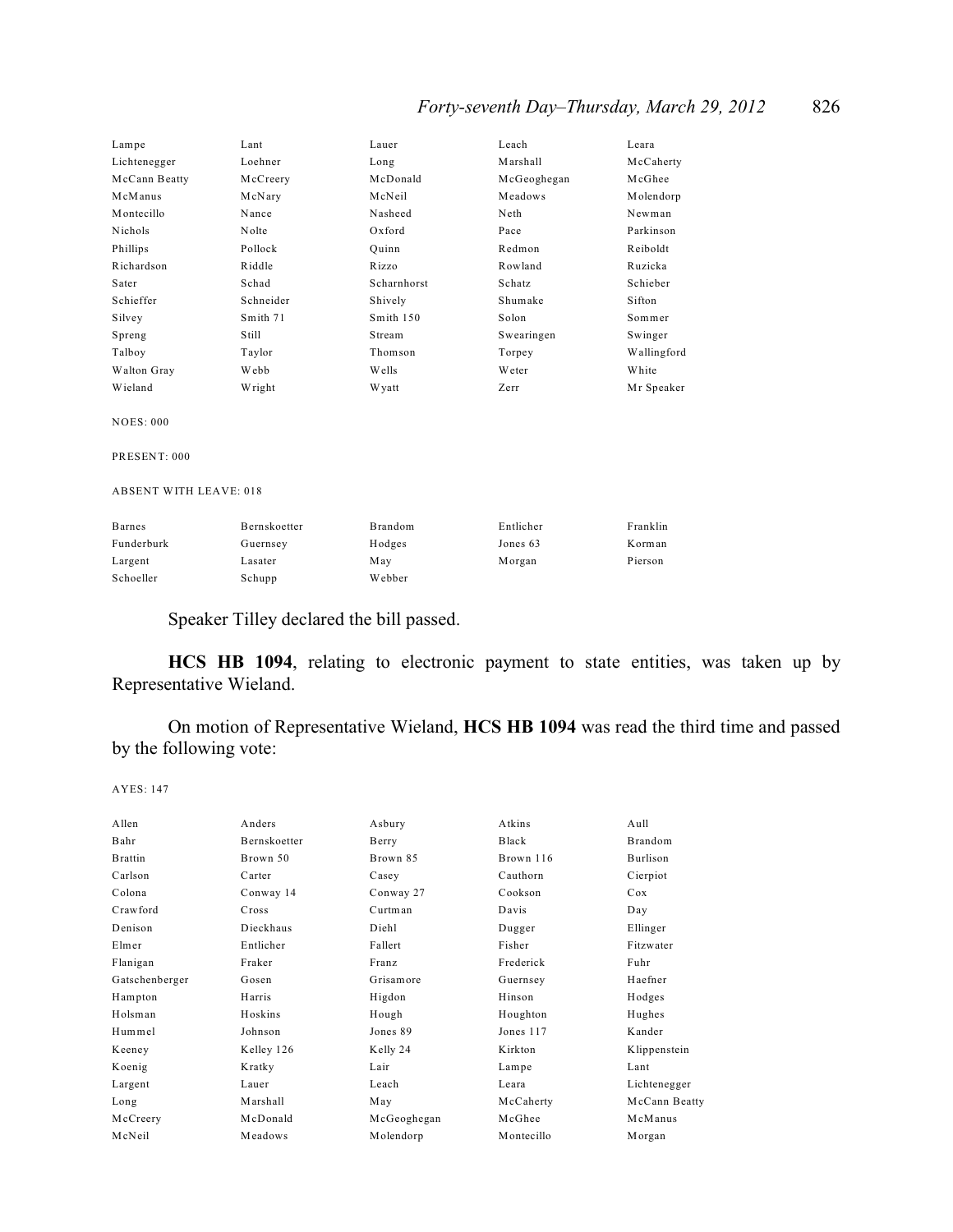| | | | | |
|---|---|---|---|---|
| Lampe | Lant | Lauer | Leach | Leara |
| Lichtenegger | Loehner | Long | Marshall | McCaherty |
| McCann Beatty | McCreery | McDonald | McGeoghegan | McGhee |
| McManus | McNary | McNeil | Meadows | Molendorp |
| Montecillo | Nance | Nasheed | Neth | Newman |
| Nichols | Nolte | Oxford | Pace | Parkinson |
| Phillips | Pollock | Quinn | Redmon | Reiboldt |
| Richardson | Riddle | Rizzo | Rowland | Ruzicka |
| Sater | Schad | Scharnhorst | Schatz | Schieber |
| Schieffer | Schneider | Shively | Shumake | Sifton |
| Silvey | Smith 71 | Smith 150 | Solon | Sommer |
| Spreng | Still | Stream | Swearingen | Swinger |
| Talboy | Taylor | Thomson | Torpey | Wallingford |
| Walton Gray | Webb | Wells | Weter | White |
| Wieland | Wright | Wyatt | Zerr | Mr Speaker |

NOES: 000

PRESENT: 000

ABSENT WITH LEAVE: 018

| | | | | |
|---|---|---|---|---|
| Barnes | Bernskoetter | Brandom | Entlicher | Franklin |
| Funderburk | Guernsey | Hodges | Jones 63 | Korman |
| Largent | Lasater | May | Morgan | Pierson |
| Schoeller | Schupp | Webber | | |

Speaker Tilley declared the bill passed.

**HCS HB 1094**, relating to electronic payment to state entities, was taken up by Representative Wieland.

On motion of Representative Wieland, **HCS HB 1094** was read the third time and passed by the following vote:

AYES: 147

| | | | | |
|---|---|---|---|---|
| Allen | Anders | Asbury | Atkins | Aull |
| Bahr | Bernskoetter | Berry | Black | Brandom |
| Brattin | Brown 50 | Brown 85 | Brown 116 | Burlison |
| Carlson | Carter | Casey | Cauthorn | Cierpiot |
| Colona | Conway 14 | Conway 27 | Cookson | Cox |
| Crawford | Cross | Curtman | Davis | Day |
| Denison | Dieckhaus | Diehl | Dugger | Ellinger |
| Elmer | Entlicher | Fallert | Fisher | Fitzwater |
| Flanigan | Fraker | Franz | Frederick | Fuhr |
| Gatschenberger | Gosen | Grisamore | Guernsey | Haefner |
| Hampton | Harris | Higdon | Hinson | Hodges |
| Holsman | Hoskins | Hough | Houghton | Hughes |
| Hummel | Johnson | Jones 89 | Jones 117 | Kander |
| Keeney | Kelley 126 | Kelly 24 | Kirkton | Klippenstein |
| Koenig | Kratky | Lair | Lampe | Lant |
| Largent | Lauer | Leach | Leara | Lichtenegger |
| Long | Marshall | May | McCaherty | McCann Beatty |
| McCreery | McDonald | McGeoghegan | McGhee | McManus |
| McNeil | Meadows | Molendorp | Montecillo | Morgan |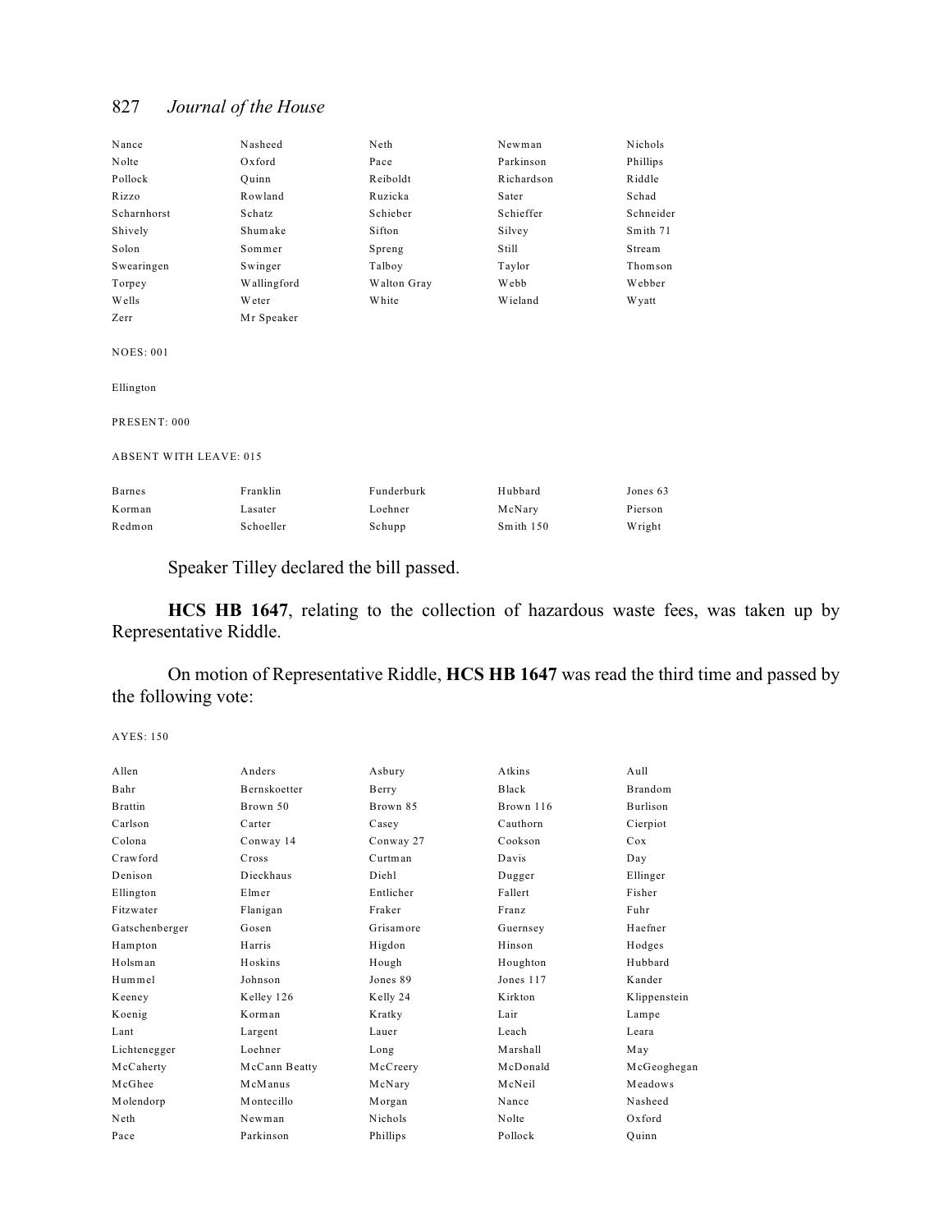| | | | | |
|---|---|---|---|---|
| Nance | Nasheed | Neth | Newman | Nichols |
| Nolte | Oxford | Pace | Parkinson | Phillips |
| Pollock | Quinn | Reiboldt | Richardson | Riddle |
| Rizzo | Rowland | Ruzicka | Sater | Schad |
| Scharnhorst | Schatz | Schieber | Schieffer | Schneider |
| Shively | Shumake | Sifton | Silvey | Smith 71 |
| Solon | Sommer | Spreng | Still | Stream |
| Swearingen | Swinger | Talboy | Taylor | Thomson |
| Torpey | Wallingford | Walton Gray | Webb | Webber |
| Wells | Weter | White | Wieland | Wyatt |
| Zerr | Mr Speaker | | | |

NOES: 001

Ellington

PRESENT: 000

ABSENT WITH LEAVE: 015

| | | | | |
|---|---|---|---|---|
| Barnes | Franklin | Funderburk | Hubbard | Jones 63 |
| Korman | Lasater | Loehner | McNary | Pierson |
| Redmon | Schoeller | Schupp | Smith 150 | Wright |

Speaker Tilley declared the bill passed.

**HCS HB 1647**, relating to the collection of hazardous waste fees, was taken up by Representative Riddle.

On motion of Representative Riddle, **HCS HB 1647** was read the third time and passed by the following vote:

AYES: 150

| | | | | |
|---|---|---|---|---|
| Allen | Anders | Asbury | Atkins | Aull |
| Bahr | Bernskoetter | Berry | Black | Brandom |
| Brattin | Brown 50 | Brown 85 | Brown 116 | Burlison |
| Carlson | Carter | Casey | Cauthorn | Cierpiot |
| Colona | Conway 14 | Conway 27 | Cookson | Cox |
| Crawford | Cross | Curtman | Davis | Day |
| Denison | Dieckhaus | Diehl | Dugger | Ellinger |
| Ellington | Elmer | Entlicher | Fallert | Fisher |
| Fitzwater | Flanigan | Fraker | Franz | Fuhr |
| Gatschenberger | Gosen | Grisamore | Guernsey | Haefner |
| Hampton | Harris | Higdon | Hinson | Hodges |
| Holsman | Hoskins | Hough | Houghton | Hubbard |
| Hummel | Johnson | Jones 89 | Jones 117 | Kander |
| Keeney | Kelley 126 | Kelly 24 | Kirkton | Klippenstein |
| Koenig | Korman | Kratky | Lair | Lampe |
| Lant | Largent | Lauer | Leach | Leara |
| Lichtenegger | Loehner | Long | Marshall | May |
| McCaherty | McCann Beatty | McCreery | McDonald | McGeoghegan |
| McGhee | McManus | McNary | McNeil | Meadows |
| Molendorp | Montecillo | Morgan | Nance | Nasheed |
| Neth | Newman | Nichols | Nolte | Oxford |
| Pace | Parkinson | Phillips | Pollock | Quinn |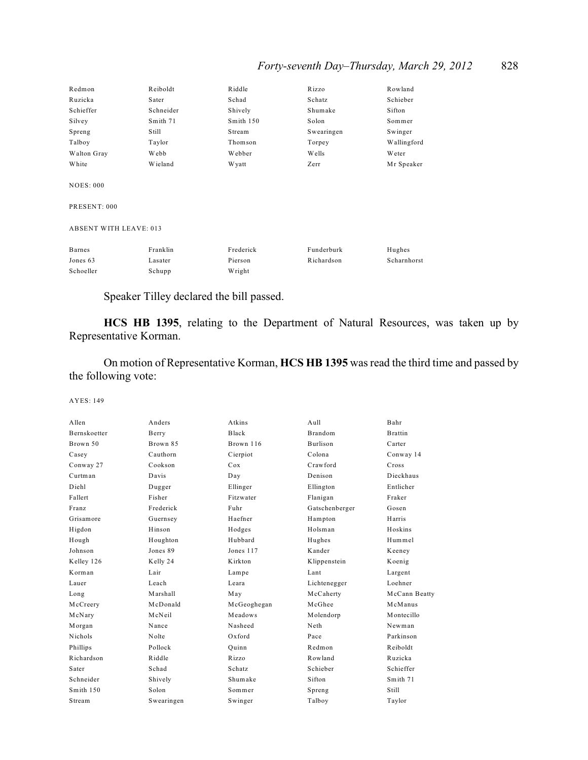| | | | | |
|---|---|---|---|---|
| Redmon | Reiboldt | Riddle | Rizzo | Rowland |
| Ruzicka | Sater | Schad | Schatz | Schieber |
| Schieffer | Schneider | Shively | Shumake | Sifton |
| Silvey | Smith 71 | Smith 150 | Solon | Sommer |
| Spreng | Still | Stream | Swearingen | Swinger |
| Talboy | Taylor | Thomson | Torpey | Wallingford |
| Walton Gray | Webb | Webber | Wells | Weter |
| White | Wieland | Wyatt | Zerr | Mr Speaker |

NOES: 000

PRESENT: 000

ABSENT WITH LEAVE: 013

| | | | | |
|---|---|---|---|---|
| Barnes | Franklin | Frederick | Funderburk | Hughes |
| Jones 63 | Lasater | Pierson | Richardson | Scharnhorst |
| Schoeller | Schupp | Wright | | |

Speaker Tilley declared the bill passed.

**HCS HB 1395**, relating to the Department of Natural Resources, was taken up by Representative Korman.

On motion of Representative Korman, **HCS HB 1395** was read the third time and passed by the following vote:

AYES: 149

| | | | | |
|---|---|---|---|---|
| Allen | Anders | Atkins | Aull | Bahr |
| Bernskoetter | Berry | Black | Brandom | Brattin |
| Brown 50 | Brown 85 | Brown 116 | Burlison | Carter |
| Casey | Cauthorn | Cierpiot | Colona | Conway 14 |
| Conway 27 | Cookson | Cox | Crawford | Cross |
| Curtman | Davis | Day | Denison | Dieckhaus |
| Diehl | Dugger | Ellinger | Ellington | Entlicher |
| Fallert | Fisher | Fitzwater | Flanigan | Fraker |
| Franz | Frederick | Fuhr | Gatschenberger | Gosen |
| Grisamore | Guernsey | Haefner | Hampton | Harris |
| Higdon | Hinson | Hodges | Holsman | Hoskins |
| Hough | Houghton | Hubbard | Hughes | Hummel |
| Johnson | Jones 89 | Jones 117 | Kander | Keeney |
| Kelley 126 | Kelly 24 | Kirkton | Klippenstein | Koenig |
| Korman | Lair | Lampe | Lant | Largent |
| Lauer | Leach | Leara | Lichtenegger | Loehner |
| Long | Marshall | May | McCaherty | McCann Beatty |
| McCreery | McDonald | McGeoghegan | McGhee | McManus |
| McNary | McNeil | Meadows | Molendorp | Montecillo |
| Morgan | Nance | Nasheed | Neth | Newman |
| Nichols | Nolte | Oxford | Pace | Parkinson |
| Phillips | Pollock | Quinn | Redmon | Reiboldt |
| Richardson | Riddle | Rizzo | Rowland | Ruzicka |
| Sater | Schad | Schatz | Schieber | Schieffer |
| Schneider | Shively | Shumake | Sifton | Smith 71 |
| Smith 150 | Solon | Sommer | Spreng | Still |
| Stream | Swearingen | Swinger | Talboy | Taylor |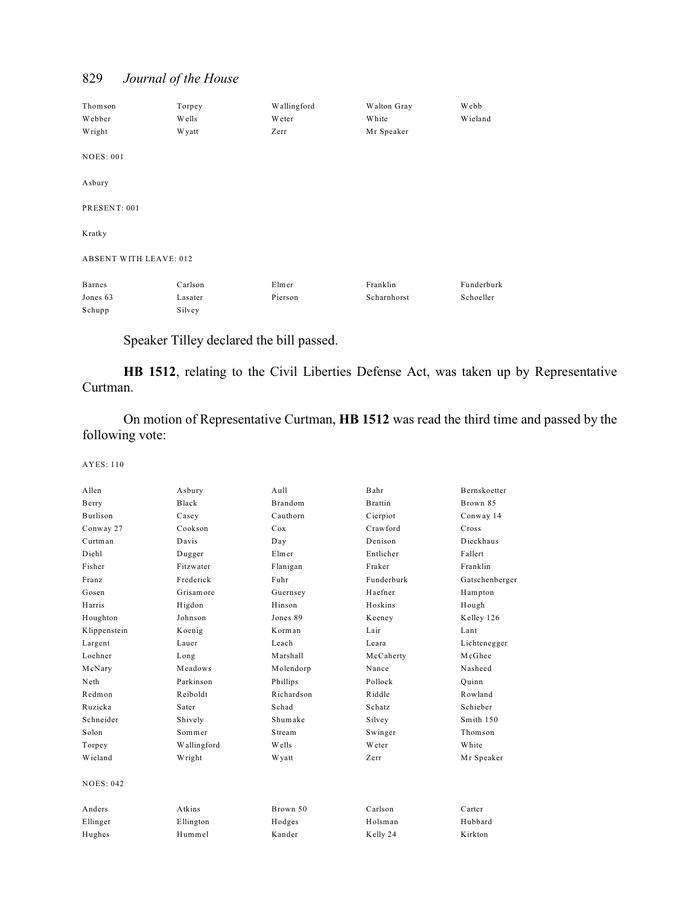| Thomson | Torpey | Wallingford | Walton Gray | Webb |
|---|---|---|---|---|
| Webber | Wells | Weter | White | Wieland |
| Wright | Wyatt | Zerr | Mr Speaker | |

NOES: 001

Asbury

PRESENT: 001

Kratky

ABSENT WITH LEAVE: 012

| Barnes | Carlson | Elmer | Franklin | Funderburk |
|---|---|---|---|---|
| Jones 63 | Lasater | Pierson | Scharnhorst | Schoeller |
| Schupp | Silvey | | | |

Speaker Tilley declared the bill passed.

**HB 1512**, relating to the Civil Liberties Defense Act, was taken up by Representative Curtman.

On motion of Representative Curtman, **HB 1512** was read the third time and passed by the following vote:

AYES: 110

| Allen | Asbury | Aull | Bahr | Bernskoetter |
|---|---|---|---|---|
| Berry | Black | Brandom | Brattin | Brown 85 |
| Burlison | Casey | Cauthorn | Cierpiot | Conway 14 |
| Conway 27 | Cookson | Cox | Crawford | Cross |
| Curtman | Davis | Day | Denison | Dieckhaus |
| Diehl | Dugger | Elmer | Entlicher | Fallert |
| Fisher | Fitzwater | Flanigan | Fraker | Franklin |
| Franz | Frederick | Fuhr | Funderburk | Gatschenberger |
| Gosen | Grisamore | Guernsey | Haefner | Hampton |
| Harris | Higdon | Hinson | Hoskins | Hough |
| Houghton | Johnson | Jones 89 | Keeney | Kelley 126 |
| Klippenstein | Koenig | Korman | Lair | Lant |
| Largent | Lauer | Leach | Leara | Lichtenegger |
| Loehner | Long | Marshall | McCaherty | McGhee |
| McNary | Meadows | Molendorp | Nance | Nasheed |
| Neth | Parkinson | Phillips | Pollock | Quinn |
| Redmon | Reiboldt | Richardson | Riddle | Rowland |
| Ruzicka | Sater | Schad | Schatz | Schieber |
| Schneider | Shively | Shumake | Silvey | Smith 150 |
| Solon | Sommer | Stream | Swinger | Thomson |
| Torpey | Wallingford | Wells | Weter | White |
| Wieland | Wright | Wyatt | Zerr | Mr Speaker |

NOES: 042

| Anders | Atkins | Brown 50 | Carlson | Carter |
|---|---|---|---|---|
| Ellinger | Ellington | Hodges | Holsman | Hubbard |
| Hughes | Hummel | Kander | Kelly 24 | Kirkton |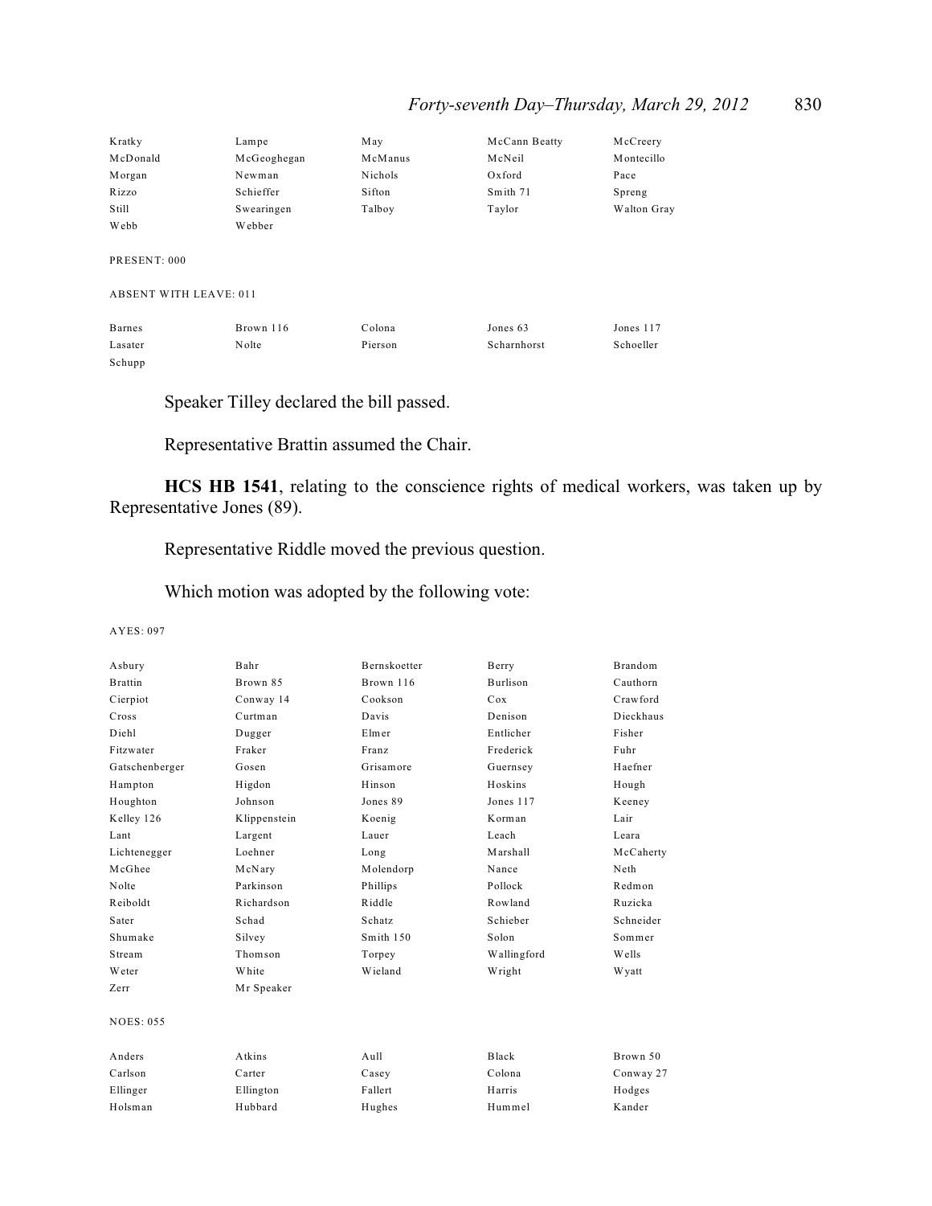| | | | | |
|---|---|---|---|---|
| Kratky | Lampe | May | McCann Beatty | McCreery |
| McDonald | McGeoghegan | McManus | McNeil | Montecillo |
| Morgan | Newman | Nichols | Oxford | Pace |
| Rizzo | Schieffer | Sifton | Smith 71 | Spreng |
| Still | Swearingen | Talboy | Taylor | Walton Gray |
| Webb | Webber | | | |

PRESENT: 000

ABSENT WITH LEAVE: 011

| | | | | |
|---|---|---|---|---|
| Barnes | Brown 116 | Colona | Jones 63 | Jones 117 |
| Lasater | Nolte | Pierson | Scharnhorst | Schoeller |
| Schupp | | | | |

Speaker Tilley declared the bill passed.

Representative Brattin assumed the Chair.

**HCS HB 1541**, relating to the conscience rights of medical workers, was taken up by Representative Jones (89).

Representative Riddle moved the previous question.

Which motion was adopted by the following vote:

AYES: 097

| | | | | |
|---|---|---|---|---|
| Asbury | Bahr | Bernskoetter | Berry | Brandom |
| Brattin | Brown 85 | Brown 116 | Burlison | Cauthorn |
| Cierpiot | Conway 14 | Cookson | Cox | Crawford |
| Cross | Curtman | Davis | Denison | Dieckhaus |
| Diehl | Dugger | Elmer | Entlicher | Fisher |
| Fitzwater | Fraker | Franz | Frederick | Fuhr |
| Gatschenberger | Gosen | Grisamore | Guernsey | Haefner |
| Hampton | Higdon | Hinson | Hoskins | Hough |
| Houghton | Johnson | Jones 89 | Jones 117 | Keeney |
| Kelley 126 | Klippenstein | Koenig | Korman | Lair |
| Lant | Largent | Lauer | Leach | Leara |
| Lichtenegger | Loehner | Long | Marshall | McCaherty |
| McGhee | McNary | Molendorp | Nance | Neth |
| Nolte | Parkinson | Phillips | Pollock | Redmon |
| Reiboldt | Richardson | Riddle | Rowland | Ruzicka |
| Sater | Schad | Schatz | Schieber | Schneider |
| Shumake | Silvey | Smith 150 | Solon | Sommer |
| Stream | Thomson | Torpey | Wallingford | Wells |
| Weter | White | Wieland | Wright | Wyatt |
| Zerr | Mr Speaker | | | |

NOES: 055

| | | | | |
|---|---|---|---|---|
| Anders | Atkins | Aull | Black | Brown 50 |
| Carlson | Carter | Casey | Colona | Conway 27 |
| Ellinger | Ellington | Fallert | Harris | Hodges |
| Holsman | Hubbard | Hughes | Hummel | Kander |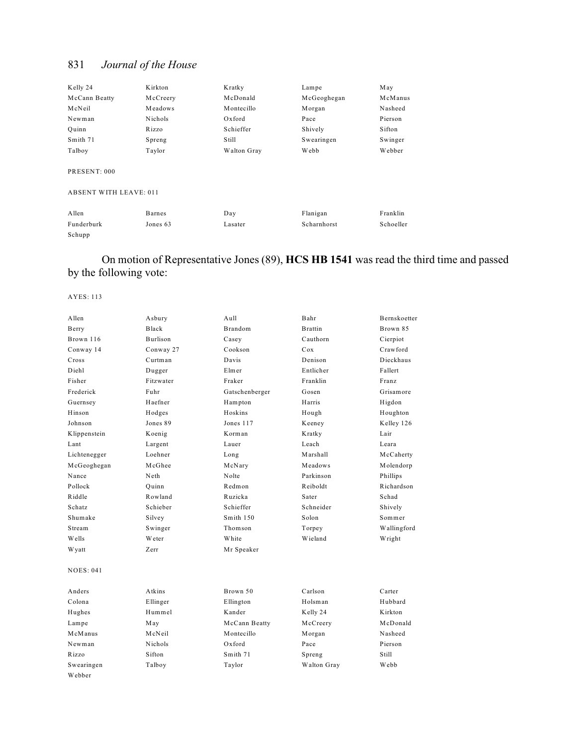| Kelly 24 | Kirkton | Kratky | Lampe | May |
|---|---|---|---|---|
| McCann Beatty | McCreery | McDonald | McGeoghegan | McManus |
| McNeil | Meadows | Montecillo | Morgan | Nasheed |
| Newman | Nichols | Oxford | Pace | Pierson |
| Quinn | Rizzo | Schieffer | Shively | Sifton |
| Smith 71 | Spreng | Still | Swearingen | Swinger |
| Talboy | Taylor | Walton Gray | Webb | Webber |

PRESENT: 000

ABSENT WITH LEAVE: 011

| Allen | Barnes | Day | Flanigan | Franklin |
|---|---|---|---|---|
| Funderburk | Jones 63 | Lasater | Scharnhorst | Schoeller |
| Schupp | | | | |

On motion of Representative Jones (89), **HCS HB 1541** was read the third time and passed by the following vote:

AYES: 113

| Allen | Asbury | Aull | Bahr | Bernskoetter |
|---|---|---|---|---|
| Berry | Black | Brandom | Brattin | Brown 85 |
| Brown 116 | Burlison | Casey | Cauthorn | Cierpiot |
| Conway 14 | Conway 27 | Cookson | Cox | Crawford |
| Cross | Curtman | Davis | Denison | Dieckhaus |
| Diehl | Dugger | Elmer | Entlicher | Fallert |
| Fisher | Fitzwater | Fraker | Franklin | Franz |
| Frederick | Fuhr | Gatschenberger | Gosen | Grisamore |
| Guernsey | Haefner | Hampton | Harris | Higdon |
| Hinson | Hodges | Hoskins | Hough | Houghton |
| Johnson | Jones 89 | Jones 117 | Keeney | Kelley 126 |
| Klippenstein | Koenig | Korman | Kratky | Lair |
| Lant | Largent | Lauer | Leach | Leara |
| Lichtenegger | Loehner | Long | Marshall | McCaherty |
| McGeoghegan | McGhee | McNary | Meadows | Molendorp |
| Nance | Neth | Nolte | Parkinson | Phillips |
| Pollock | Quinn | Redmon | Reiboldt | Richardson |
| Riddle | Rowland | Ruzicka | Sater | Schad |
| Schatz | Schieber | Schieffer | Schneider | Shively |
| Shumake | Silvey | Smith 150 | Solon | Sommer |
| Stream | Swinger | Thomson | Torpey | Wallingford |
| Wells | Weter | White | Wieland | Wright |
| Wyatt | Zerr | Mr Speaker | | |

NOES: 041

| Anders | Atkins | Brown 50 | Carlson | Carter |
|---|---|---|---|---|
| Colona | Ellinger | Ellington | Holsman | Hubbard |
| Hughes | Hummel | Kander | Kelly 24 | Kirkton |
| Lampe | May | McCann Beatty | McCreery | McDonald |
| McManus | McNeil | Montecillo | Morgan | Nasheed |
| Newman | Nichols | Oxford | Pace | Pierson |
| Rizzo | Sifton | Smith 71 | Spreng | Still |
| Swearingen | Talboy | Taylor | Walton Gray | Webb |
| Webber | | | | |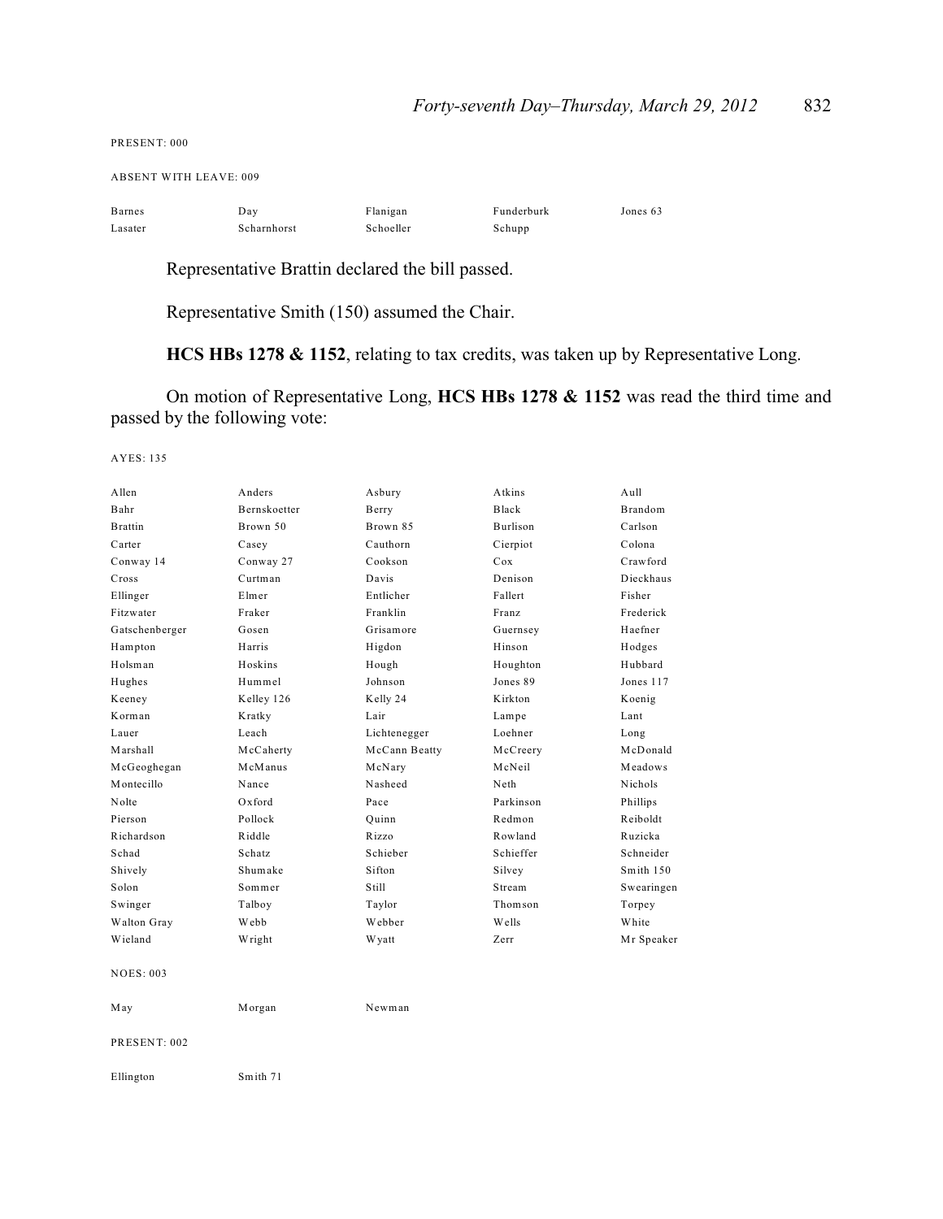PRESENT: 000

ABSENT WITH LEAVE: 009

| | | | | |
|---|---|---|---|---|
| Barnes | Day | Flanigan | Funderburk | Jones 63 |
| Lasater | Scharnhorst | Schoeller | Schupp | |

Representative Brattin declared the bill passed.

Representative Smith (150) assumed the Chair.

**HCS HBs 1278 & 1152**, relating to tax credits, was taken up by Representative Long.

On motion of Representative Long, **HCS HBs 1278 & 1152** was read the third time and passed by the following vote:

AYES: 135

| | | | | |
|---|---|---|---|---|
| Allen | Anders | Asbury | Atkins | Aull |
| Bahr | Bernskoetter | Berry | Black | Brandom |
| Brattin | Brown 50 | Brown 85 | Burlison | Carlson |
| Carter | Casey | Cauthorn | Cierpiot | Colona |
| Conway 14 | Conway 27 | Cookson | Cox | Crawford |
| Cross | Curtman | Davis | Denison | Dieckhaus |
| Ellinger | Elmer | Entlicher | Fallert | Fisher |
| Fitzwater | Fraker | Franklin | Franz | Frederick |
| Gatschenberger | Gosen | Grisamore | Guernsey | Haefner |
| Hampton | Harris | Higdon | Hinson | Hodges |
| Holsman | Hoskins | Hough | Houghton | Hubbard |
| Hughes | Hummel | Johnson | Jones 89 | Jones 117 |
| Keeney | Kelley 126 | Kelly 24 | Kirkton | Koenig |
| Korman | Kratky | Lair | Lampe | Lant |
| Lauer | Leach | Lichtenegger | Loehner | Long |
| Marshall | McCaherty | McCann Beatty | McCreery | McDonald |
| McGeoghegan | McManus | McNary | McNeil | Meadows |
| Montecillo | Nance | Nasheed | Neth | Nichols |
| Nolte | Oxford | Pace | Parkinson | Phillips |
| Pierson | Pollock | Quinn | Redmon | Reiboldt |
| Richardson | Riddle | Rizzo | Rowland | Ruzicka |
| Schad | Schatz | Schieber | Schieffer | Schneider |
| Shively | Shumake | Sifton | Silvey | Smith 150 |
| Solon | Sommer | Still | Stream | Swearingen |
| Swinger | Talboy | Taylor | Thomson | Torpey |
| Walton Gray | Webb | Webber | Wells | White |
| Wieland | Wright | Wyatt | Zerr | Mr Speaker |

NOES: 003

| | | |
|---|---|---|
| May | Morgan | Newman |

PRESENT: 002

| | |
|---|---|
| Ellington | Smith 71 |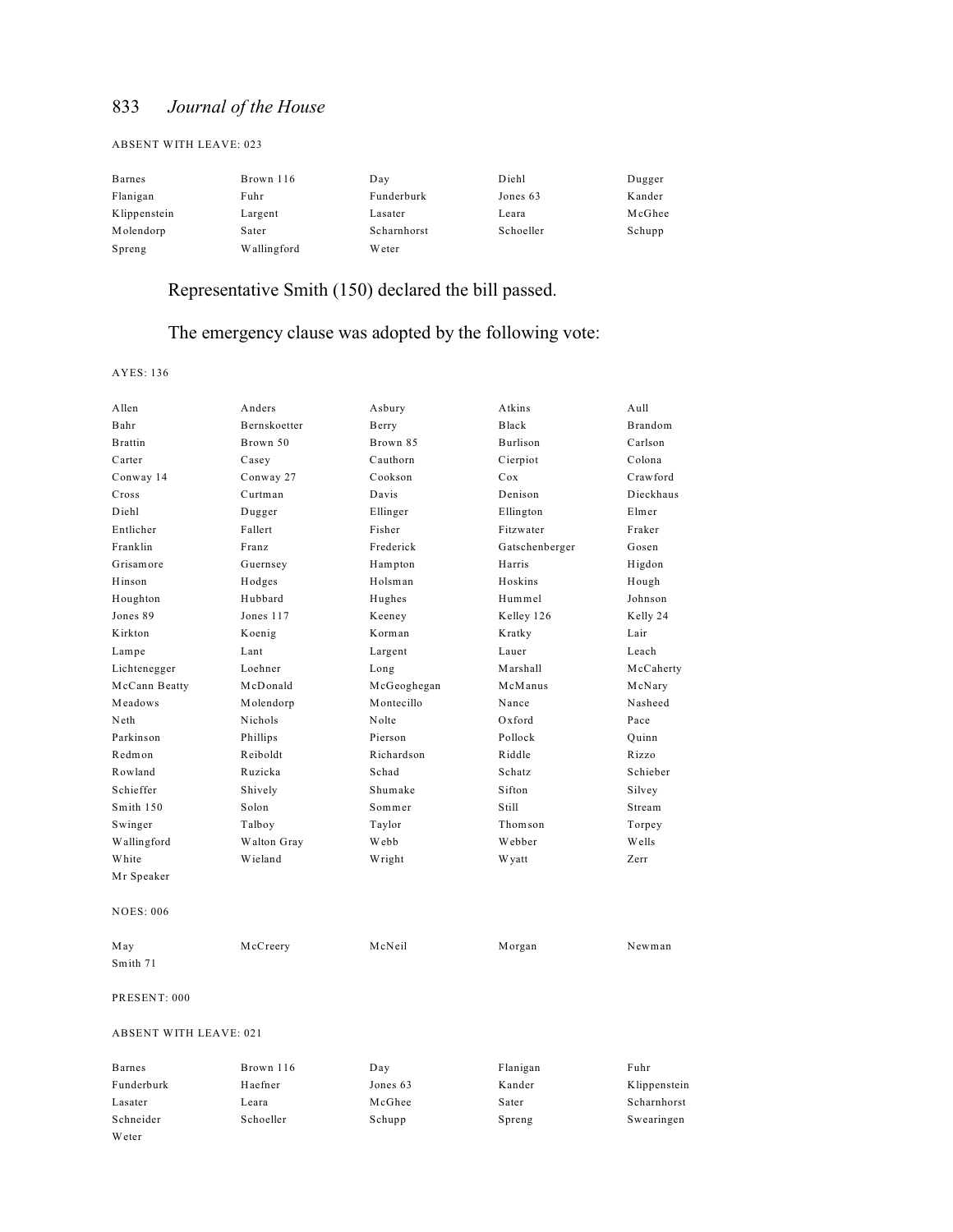ABSENT WITH LEAVE: 023

| | | | | |
|---|---|---|---|---|
| Barnes | Brown 116 | Day | Diehl | Dugger |
| Flanigan | Fuhr | Funderburk | Jones 63 | Kander |
| Klippenstein | Largent | Lasater | Leara | McGhee |
| Molendorp | Sater | Scharnhorst | Schoeller | Schupp |
| Spreng | Wallingford | Weter | | |

Representative Smith (150) declared the bill passed.

The emergency clause was adopted by the following vote:

AYES: 136

| | | | | |
|---|---|---|---|---|
| Allen | Anders | Asbury | Atkins | Aull |
| Bahr | Bernskoetter | Berry | Black | Brandom |
| Brattin | Brown 50 | Brown 85 | Burlison | Carlson |
| Carter | Casey | Cauthorn | Cierpiot | Colona |
| Conway 14 | Conway 27 | Cookson | Cox | Crawford |
| Cross | Curtman | Davis | Denison | Dieckhaus |
| Diehl | Dugger | Ellinger | Ellington | Elmer |
| Entlicher | Fallert | Fisher | Fitzwater | Fraker |
| Franklin | Franz | Frederick | Gatschenberger | Gosen |
| Grisamore | Guernsey | Hampton | Harris | Higdon |
| Hinson | Hodges | Holsman | Hoskins | Hough |
| Houghton | Hubbard | Hughes | Hummel | Johnson |
| Jones 89 | Jones 117 | Keeney | Kelley 126 | Kelly 24 |
| Kirkton | Koenig | Korman | Kratky | Lair |
| Lampe | Lant | Largent | Lauer | Leach |
| Lichtenegger | Loehner | Long | Marshall | McCaherty |
| McCann Beatty | McDonald | McGeoghegan | McManus | McNary |
| Meadows | Molendorp | Montecillo | Nance | Nasheed |
| Neth | Nichols | Nolte | Oxford | Pace |
| Parkinson | Phillips | Pierson | Pollock | Quinn |
| Redmon | Reiboldt | Richardson | Riddle | Rizzo |
| Rowland | Ruzicka | Schad | Schatz | Schieber |
| Schieffer | Shively | Shumake | Sifton | Silvey |
| Smith 150 | Solon | Sommer | Still | Stream |
| Swinger | Talboy | Taylor | Thomson | Torpey |
| Wallingford | Walton Gray | Webb | Webber | Wells |
| White | Wieland | Wright | Wyatt | Zerr |
| Mr Speaker | | | | |

NOES: 006

| | | | | |
|---|---|---|---|---|
| May | McCreery | McNeil | Morgan | Newman |
| Smith 71 | | | | |

PRESENT: 000

ABSENT WITH LEAVE: 021

| | | | | |
|---|---|---|---|---|
| Barnes | Brown 116 | Day | Flanigan | Fuhr |
| Funderburk | Haefner | Jones 63 | Kander | Klippenstein |
| Lasater | Leara | McGhee | Sater | Scharnhorst |
| Schneider | Schoeller | Schupp | Spreng | Swearingen |
| Weter | | | | |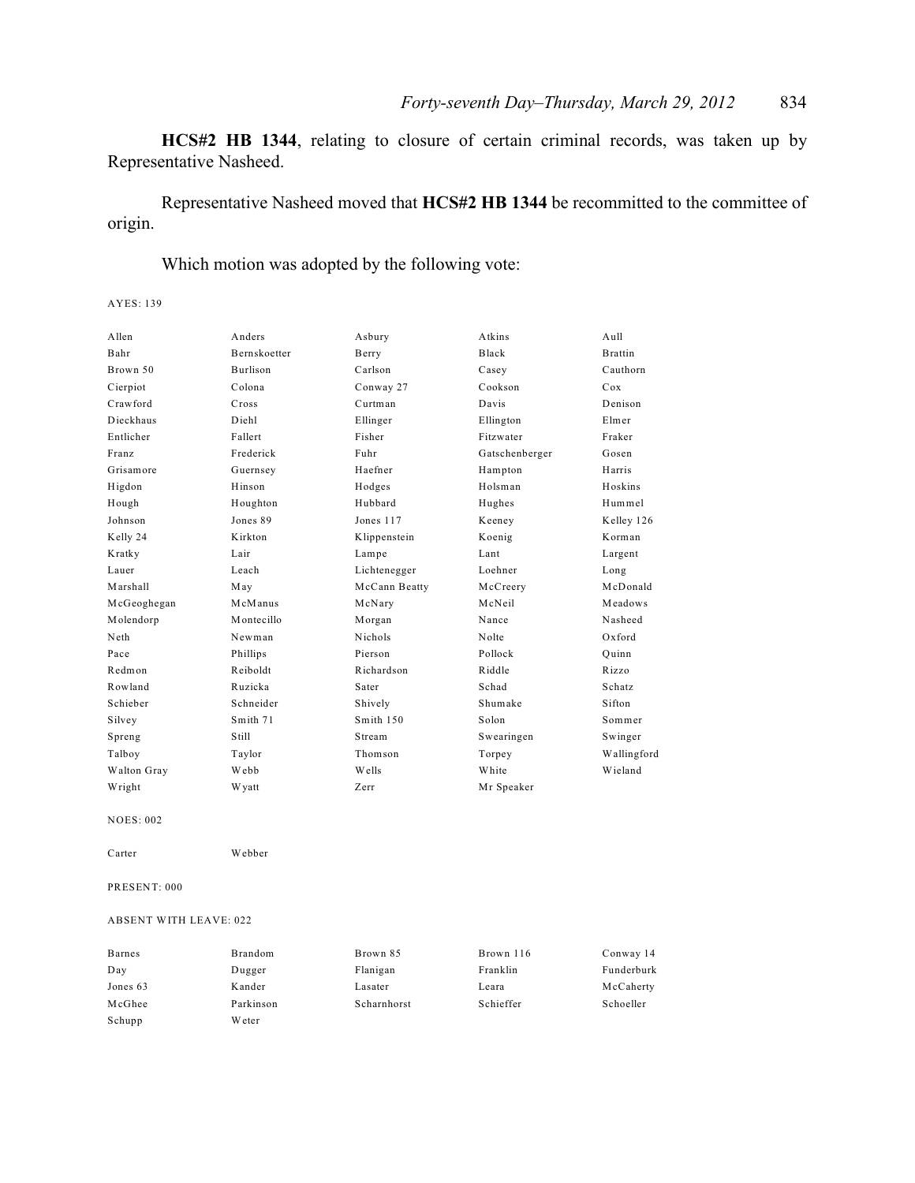**HCS#2 HB 1344**, relating to closure of certain criminal records, was taken up by Representative Nasheed.

Representative Nasheed moved that **HCS#2 HB 1344** be recommitted to the committee of origin.

Which motion was adopted by the following vote:

AYES: 139

| | | | | |
|---|---|---|---|---|
| Allen | Anders | Asbury | Atkins | Aull |
| Bahr | Bernskoetter | Berry | Black | Brattin |
| Brown 50 | Burlison | Carlson | Casey | Cauthorn |
| Cierpiot | Colona | Conway 27 | Cookson | Cox |
| Crawford | Cross | Curtman | Davis | Denison |
| Dieckhaus | Diehl | Ellinger | Ellington | Elmer |
| Entlicher | Fallert | Fisher | Fitzwater | Fraker |
| Franz | Frederick | Fuhr | Gatschenberger | Gosen |
| Grisamore | Guernsey | Haefner | Hampton | Harris |
| Higdon | Hinson | Hodges | Holsman | Hoskins |
| Hough | Houghton | Hubbard | Hughes | Hummel |
| Johnson | Jones 89 | Jones 117 | Keeney | Kelley 126 |
| Kelly 24 | Kirkton | Klippenstein | Koenig | Korman |
| Kratky | Lair | Lampe | Lant | Largent |
| Lauer | Leach | Lichtenegger | Loehner | Long |
| Marshall | May | McCann Beatty | McCreery | McDonald |
| McGeoghegan | McManus | McNary | McNeil | Meadows |
| Molendorp | Montecillo | Morgan | Nance | Nasheed |
| Neth | Newman | Nichols | Nolte | Oxford |
| Pace | Phillips | Pierson | Pollock | Quinn |
| Redmon | Reiboldt | Richardson | Riddle | Rizzo |
| Rowland | Ruzicka | Sater | Schad | Schatz |
| Schieber | Schneider | Shively | Shumake | Sifton |
| Silvey | Smith 71 | Smith 150 | Solon | Sommer |
| Spreng | Still | Stream | Swearingen | Swinger |
| Talboy | Taylor | Thomson | Torpey | Wallingford |
| Walton Gray | Webb | Wells | White | Wieland |
| Wright | Wyatt | Zerr | Mr Speaker | |

NOES: 002

| | |
|---|---|
| Carter | Webber |

PRESENT: 000

ABSENT WITH LEAVE: 022

| | | | | |
|---|---|---|---|---|
| Barnes | Brandom | Brown 85 | Brown 116 | Conway 14 |
| Day | Dugger | Flanigan | Franklin | Funderburk |
| Jones 63 | Kander | Lasater | Leara | McCaherty |
| McGhee | Parkinson | Scharnhorst | Schieffer | Schoeller |
| Schupp | Weter | | | |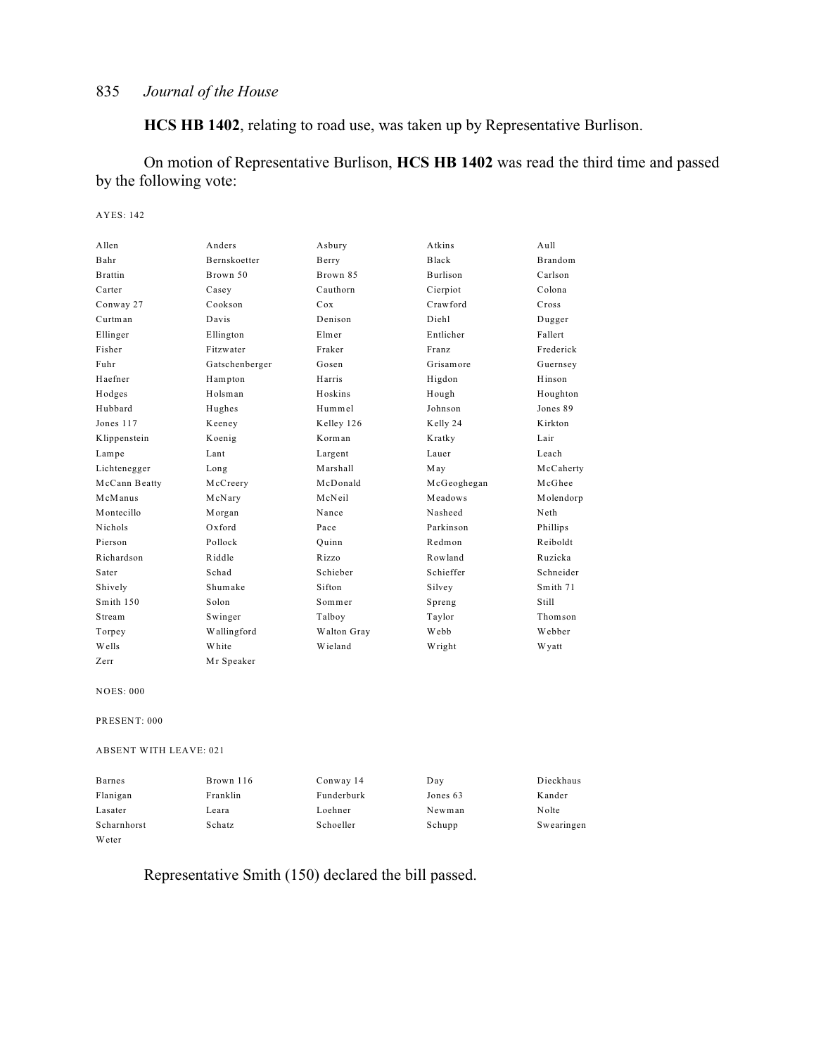**HCS HB 1402**, relating to road use, was taken up by Representative Burlison.

On motion of Representative Burlison, **HCS HB 1402** was read the third time and passed by the following vote:

AYES: 142

| | | | | |
|---|---|---|---|---|
| Allen | Anders | Asbury | Atkins | Aull |
| Bahr | Bernskoetter | Berry | Black | Brandom |
| Brattin | Brown 50 | Brown 85 | Burlison | Carlson |
| Carter | Casey | Cauthorn | Cierpiot | Colona |
| Conway 27 | Cookson | Cox | Crawford | Cross |
| Curtman | Davis | Denison | Diehl | Dugger |
| Ellinger | Ellington | Elmer | Entlicher | Fallert |
| Fisher | Fitzwater | Fraker | Franz | Frederick |
| Fuhr | Gatschenberger | Gosen | Grisamore | Guernsey |
| Haefner | Hampton | Harris | Higdon | Hinson |
| Hodges | Holsman | Hoskins | Hough | Houghton |
| Hubbard | Hughes | Hummel | Johnson | Jones 89 |
| Jones 117 | Keeney | Kelley 126 | Kelly 24 | Kirkton |
| Klippenstein | Koenig | Korman | Kratky | Lair |
| Lampe | Lant | Largent | Lauer | Leach |
| Lichtenegger | Long | Marshall | May | McCaherty |
| McCann Beatty | McCreery | McDonald | McGeoghegan | McGhee |
| McManus | McNary | McNeil | Meadows | Molendorp |
| Montecillo | Morgan | Nance | Nasheed | Neth |
| Nichols | Oxford | Pace | Parkinson | Phillips |
| Pierson | Pollock | Quinn | Redmon | Reiboldt |
| Richardson | Riddle | Rizzo | Rowland | Ruzicka |
| Sater | Schad | Schieber | Schieffer | Schneider |
| Shively | Shumake | Sifton | Silvey | Smith 71 |
| Smith 150 | Solon | Sommer | Spreng | Still |
| Stream | Swinger | Talboy | Taylor | Thomson |
| Torpey | Wallingford | Walton Gray | Webb | Webber |
| Wells | White | Wieland | Wright | Wyatt |
| Zerr | Mr Speaker | | | |

NOES: 000

PRESENT: 000

ABSENT WITH LEAVE: 021

| | | | | |
|---|---|---|---|---|
| Barnes | Brown 116 | Conway 14 | Day | Dieckhaus |
| Flanigan | Franklin | Funderburk | Jones 63 | Kander |
| Lasater | Leara | Loehner | Newman | Nolte |
| Scharnhorst | Schatz | Schoeller | Schupp | Swearingen |
| Weter | | | | |

Representative Smith (150) declared the bill passed.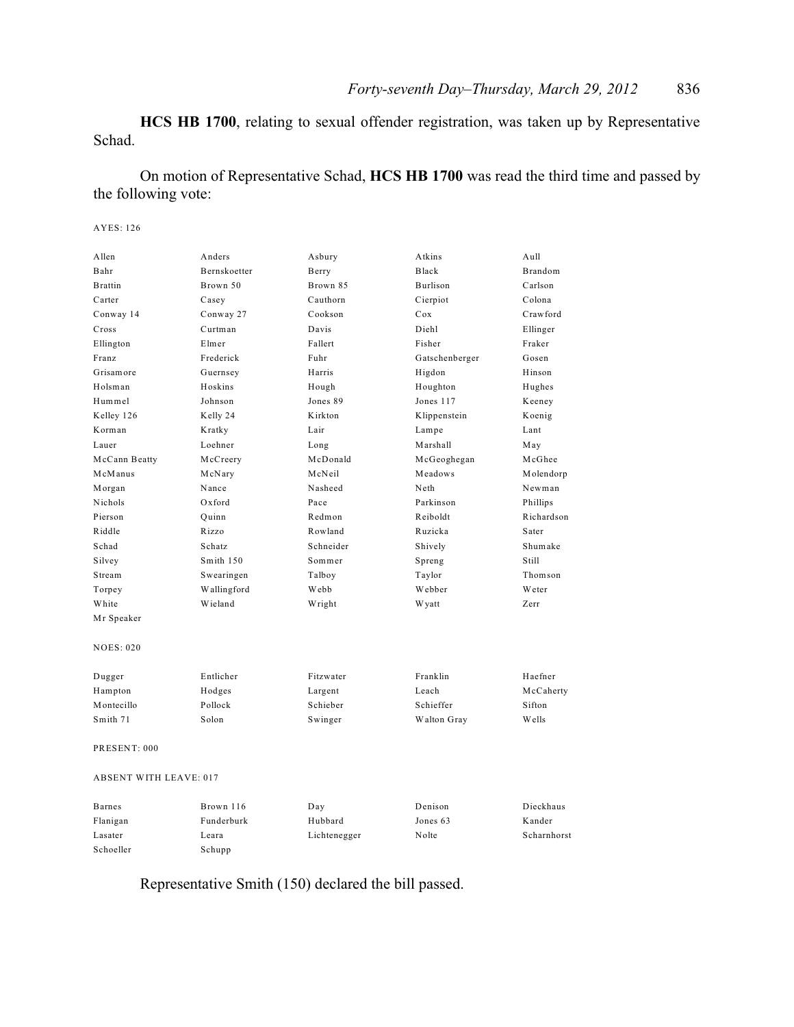**HCS HB 1700**, relating to sexual offender registration, was taken up by Representative Schad.

On motion of Representative Schad, **HCS HB 1700** was read the third time and passed by the following vote:

AYES: 126

| | | | | |
|---|---|---|---|---|
| Allen | Anders | Asbury | Atkins | Aull |
| Bahr | Bernskoetter | Berry | Black | Brandom |
| Brattin | Brown 50 | Brown 85 | Burlison | Carlson |
| Carter | Casey | Cauthorn | Cierpiot | Colona |
| Conway 14 | Conway 27 | Cookson | Cox | Crawford |
| Cross | Curtman | Davis | Diehl | Ellinger |
| Ellington | Elmer | Fallert | Fisher | Fraker |
| Franz | Frederick | Fuhr | Gatschenberger | Gosen |
| Grisamore | Guernsey | Harris | Higdon | Hinson |
| Holsman | Hoskins | Hough | Houghton | Hughes |
| Hummel | Johnson | Jones 89 | Jones 117 | Keeney |
| Kelley 126 | Kelly 24 | Kirkton | Klippenstein | Koenig |
| Korman | Kratky | Lair | Lampe | Lant |
| Lauer | Loehner | Long | Marshall | May |
| McCann Beatty | McCreery | McDonald | McGeoghegan | McGhee |
| McManus | McNary | McNeil | Meadows | Molendorp |
| Morgan | Nance | Nasheed | Neth | Newman |
| Nichols | Oxford | Pace | Parkinson | Phillips |
| Pierson | Quinn | Redmon | Reiboldt | Richardson |
| Riddle | Rizzo | Rowland | Ruzicka | Sater |
| Schad | Schatz | Schneider | Shively | Shumake |
| Silvey | Smith 150 | Sommer | Spreng | Still |
| Stream | Swearingen | Talboy | Taylor | Thomson |
| Torpey | Wallingford | Webb | Webber | Weter |
| White | Wieland | Wright | Wyatt | Zerr |
| Mr Speaker | | | | |

NOES: 020

| | | | | |
|---|---|---|---|---|
| Dugger | Entlicher | Fitzwater | Franklin | Haefner |
| Hampton | Hodges | Largent | Leach | McCaherty |
| Montecillo | Pollock | Schieber | Schieffer | Sifton |
| Smith 71 | Solon | Swinger | Walton Gray | Wells |

PRESENT: 000

ABSENT WITH LEAVE: 017

| | | | | |
|---|---|---|---|---|
| Barnes | Brown 116 | Day | Denison | Dieckhaus |
| Flanigan | Funderburk | Hubbard | Jones 63 | Kander |
| Lasater | Leara | Lichtenegger | Nolte | Scharnhorst |
| Schoeller | Schupp | | | |

Representative Smith (150) declared the bill passed.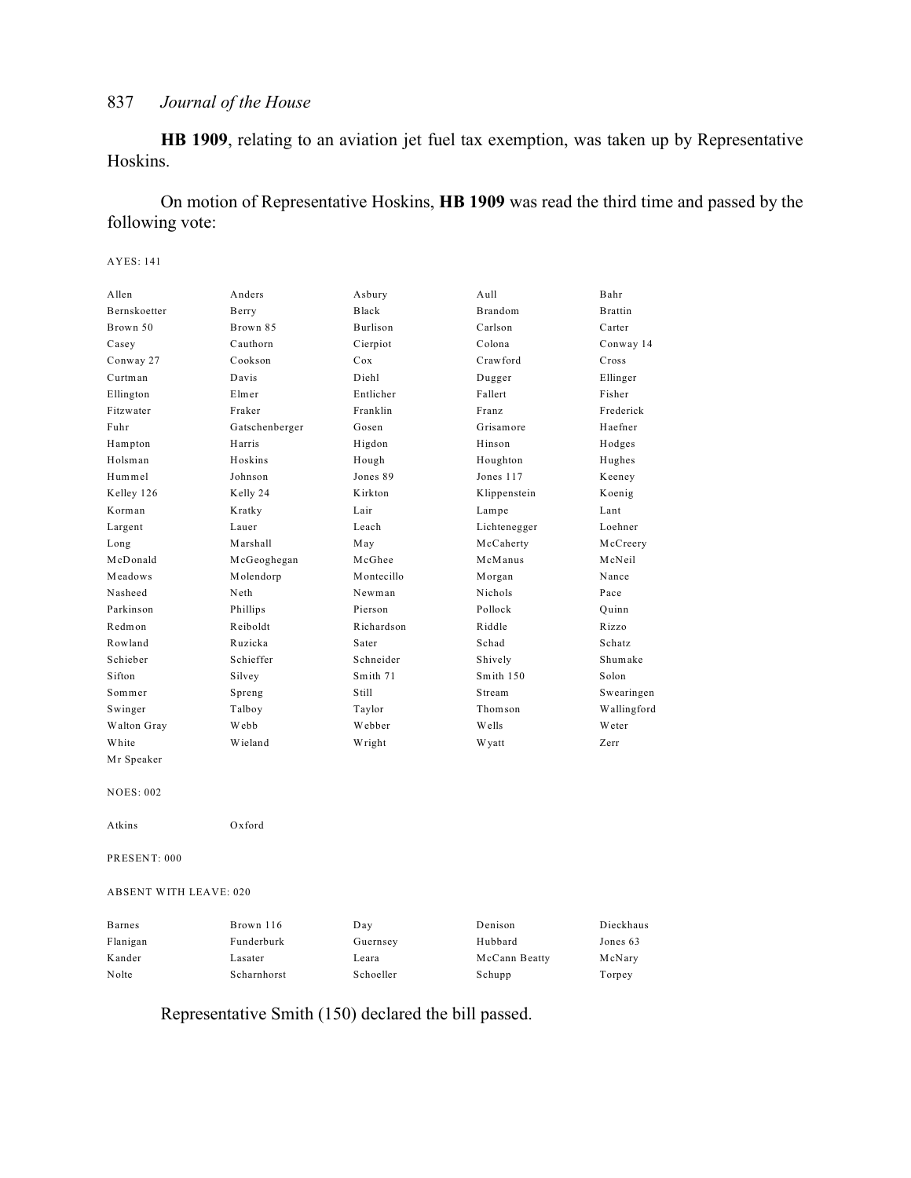**HB 1909**, relating to an aviation jet fuel tax exemption, was taken up by Representative Hoskins.

On motion of Representative Hoskins, **HB 1909** was read the third time and passed by the following vote:

AYES: 141

| | | | | |
|---|---|---|---|---|
| Allen | Anders | Asbury | Aull | Bahr |
| Bernskoetter | Berry | Black | Brandom | Brattin |
| Brown 50 | Brown 85 | Burlison | Carlson | Carter |
| Casey | Cauthorn | Cierpiot | Colona | Conway 14 |
| Conway 27 | Cookson | Cox | Crawford | Cross |
| Curtman | Davis | Diehl | Dugger | Ellinger |
| Ellington | Elmer | Entlicher | Fallert | Fisher |
| Fitzwater | Fraker | Franklin | Franz | Frederick |
| Fuhr | Gatschenberger | Gosen | Grisamore | Haefner |
| Hampton | Harris | Higdon | Hinson | Hodges |
| Holsman | Hoskins | Hough | Houghton | Hughes |
| Hummel | Johnson | Jones 89 | Jones 117 | Keeney |
| Kelley 126 | Kelly 24 | Kirkton | Klippenstein | Koenig |
| Korman | Kratky | Lair | Lampe | Lant |
| Largent | Lauer | Leach | Lichtenegger | Loehner |
| Long | Marshall | May | McCaherty | McCreery |
| McDonald | McGeoghegan | McGhee | McManus | McNeil |
| Meadows | Molendorp | Montecillo | Morgan | Nance |
| Nasheed | Neth | Newman | Nichols | Pace |
| Parkinson | Phillips | Pierson | Pollock | Quinn |
| Redmon | Reiboldt | Richardson | Riddle | Rizzo |
| Rowland | Ruzicka | Sater | Schad | Schatz |
| Schieber | Schieffer | Schneider | Shively | Shumake |
| Sifton | Silvey | Smith 71 | Smith 150 | Solon |
| Sommer | Spreng | Still | Stream | Swearingen |
| Swinger | Talboy | Taylor | Thomson | Wallingford |
| Walton Gray | Webb | Webber | Wells | Weter |
| White | Wieland | Wright | Wyatt | Zerr |
| Mr Speaker | | | | |

NOES: 002

| | |
|---|---|
| Atkins | Oxford |

PRESENT: 000

ABSENT WITH LEAVE: 020

| | | | | |
|---|---|---|---|---|
| Barnes | Brown 116 | Day | Denison | Dieckhaus |
| Flanigan | Funderburk | Guernsey | Hubbard | Jones 63 |
| Kander | Lasater | Leara | McCann Beatty | McNary |
| Nolte | Scharnhorst | Schoeller | Schupp | Torpey |

Representative Smith (150) declared the bill passed.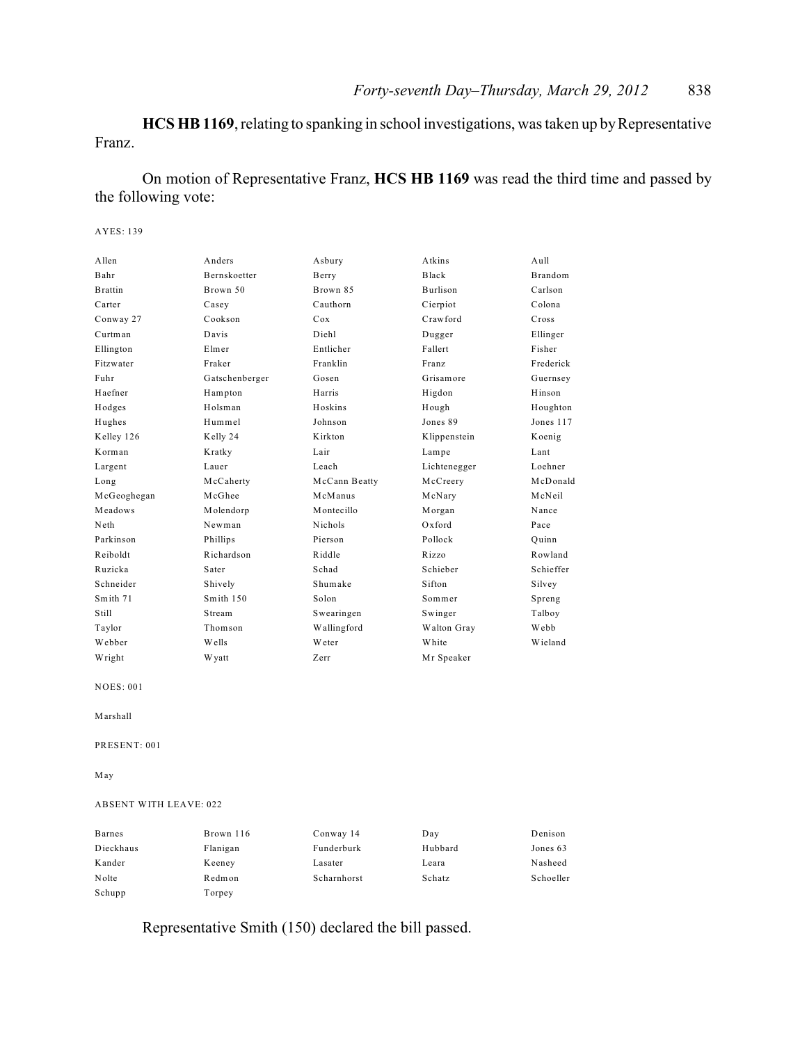**HCS HB 1169**, relating to spanking in school investigations, was taken up by Representative Franz.

On motion of Representative Franz, **HCS HB 1169** was read the third time and passed by the following vote:

AYES: 139

| | | | | |
|---|---|---|---|---|
| Allen | Anders | Asbury | Atkins | Aull |
| Bahr | Bernskoetter | Berry | Black | Brandom |
| Brattin | Brown 50 | Brown 85 | Burlison | Carlson |
| Carter | Casey | Cauthorn | Cierpiot | Colona |
| Conway 27 | Cookson | Cox | Crawford | Cross |
| Curtman | Davis | Diehl | Dugger | Ellinger |
| Ellington | Elmer | Entlicher | Fallert | Fisher |
| Fitzwater | Fraker | Franklin | Franz | Frederick |
| Fuhr | Gatschenberger | Gosen | Grisamore | Guernsey |
| Haefner | Hampton | Harris | Higdon | Hinson |
| Hodges | Holsman | Hoskins | Hough | Houghton |
| Hughes | Hummel | Johnson | Jones 89 | Jones 117 |
| Kelley 126 | Kelly 24 | Kirkton | Klippenstein | Koenig |
| Korman | Kratky | Lair | Lampe | Lant |
| Largent | Lauer | Leach | Lichtenegger | Loehner |
| Long | McCaherty | McCann Beatty | McCreery | McDonald |
| McGeoghegan | McGhee | McManus | McNary | McNeil |
| Meadows | Molendorp | Montecillo | Morgan | Nance |
| Neth | Newman | Nichols | Oxford | Pace |
| Parkinson | Phillips | Pierson | Pollock | Quinn |
| Reiboldt | Richardson | Riddle | Rizzo | Rowland |
| Ruzicka | Sater | Schad | Schieber | Schieffer |
| Schneider | Shively | Shumake | Sifton | Silvey |
| Smith 71 | Smith 150 | Solon | Sommer | Spreng |
| Still | Stream | Swearingen | Swinger | Talboy |
| Taylor | Thomson | Wallingford | Walton Gray | Webb |
| Webber | Wells | Weter | White | Wieland |
| Wright | Wyatt | Zerr | Mr Speaker | |

NOES: 001

Marshall

PRESENT: 001

May

ABSENT WITH LEAVE: 022

| | | | | |
|---|---|---|---|---|
| Barnes | Brown 116 | Conway 14 | Day | Denison |
| Dieckhaus | Flanigan | Funderburk | Hubbard | Jones 63 |
| Kander | Keeney | Lasater | Leara | Nasheed |
| Nolte | Redmon | Scharnhorst | Schatz | Schoeller |
| Schupp | Torpey | | | |

Representative Smith (150) declared the bill passed.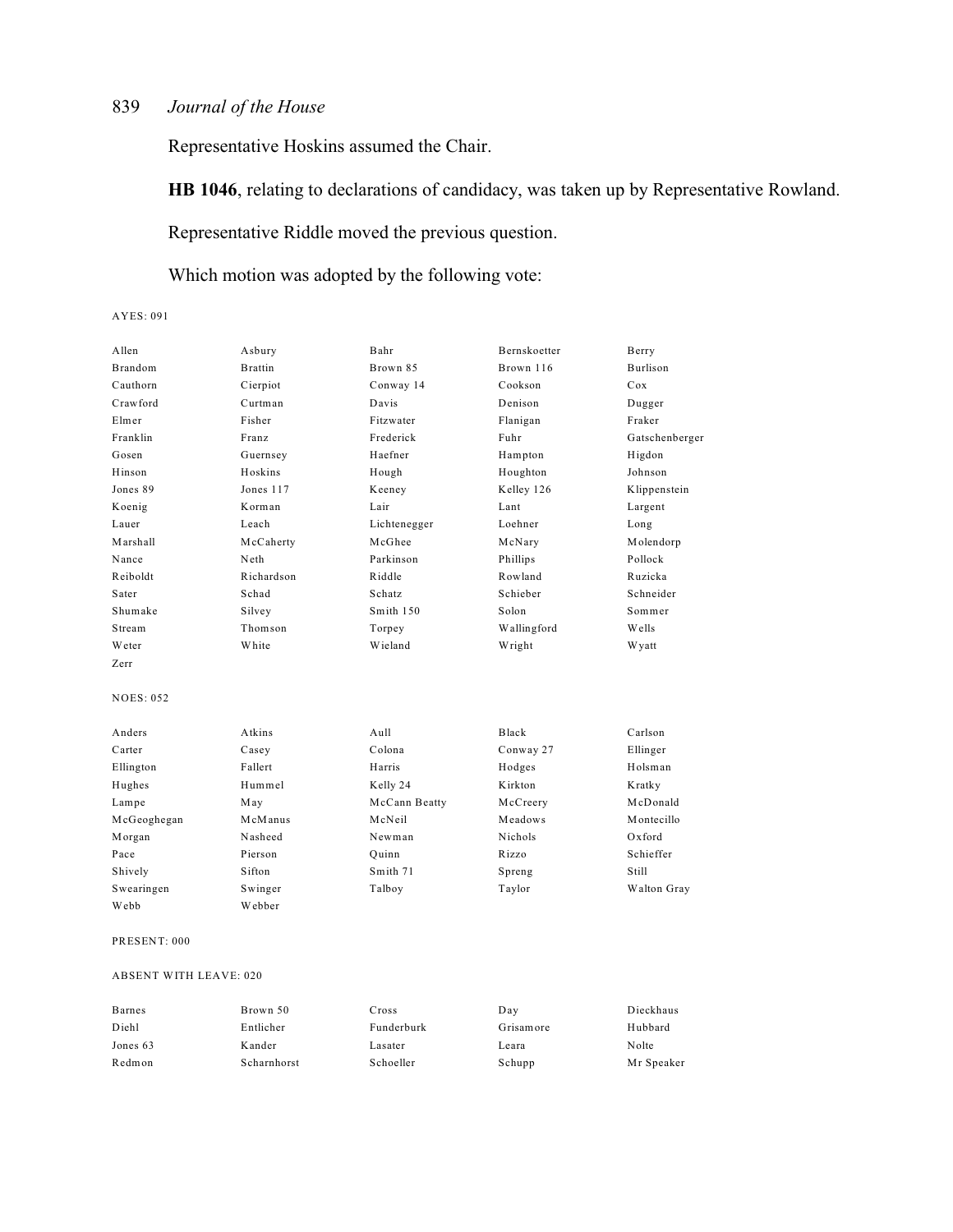Representative Hoskins assumed the Chair.

**HB 1046**, relating to declarations of candidacy, was taken up by Representative Rowland.

Representative Riddle moved the previous question.

Which motion was adopted by the following vote:

AYES: 091

| | | | | |
|---|---|---|---|---|
| Allen | Asbury | Bahr | Bernskoetter | Berry |
| Brandom | Brattin | Brown 85 | Brown 116 | Burlison |
| Cauthorn | Cierpiot | Conway 14 | Cookson | Cox |
| Crawford | Curtman | Davis | Denison | Dugger |
| Elmer | Fisher | Fitzwater | Flanigan | Fraker |
| Franklin | Franz | Frederick | Fuhr | Gatschenberger |
| Gosen | Guernsey | Haefner | Hampton | Higdon |
| Hinson | Hoskins | Hough | Houghton | Johnson |
| Jones 89 | Jones 117 | Keeney | Kelley 126 | Klippenstein |
| Koenig | Korman | Lair | Lant | Largent |
| Lauer | Leach | Lichtenegger | Loehner | Long |
| Marshall | McCaherty | McGhee | McNary | Molendorp |
| Nance | Neth | Parkinson | Phillips | Pollock |
| Reiboldt | Richardson | Riddle | Rowland | Ruzicka |
| Sater | Schad | Schatz | Schieber | Schneider |
| Shumake | Silvey | Smith 150 | Solon | Sommer |
| Stream | Thomson | Torpey | Wallingford | Wells |
| Weter | White | Wieland | Wright | Wyatt |
| Zerr | | | | |

NOES: 052

| | | | | |
|---|---|---|---|---|
| Anders | Atkins | Aull | Black | Carlson |
| Carter | Casey | Colona | Conway 27 | Ellinger |
| Ellington | Fallert | Harris | Hodges | Holsman |
| Hughes | Hummel | Kelly 24 | Kirkton | Kratky |
| Lampe | May | McCann Beatty | McCreery | McDonald |
| McGeoghegan | McManus | McNeil | Meadows | Montecillo |
| Morgan | Nasheed | Newman | Nichols | Oxford |
| Pace | Pierson | Quinn | Rizzo | Schieffer |
| Shively | Sifton | Smith 71 | Spreng | Still |
| Swearingen | Swinger | Talboy | Taylor | Walton Gray |
| Webb | Webber | | | |

PRESENT: 000

ABSENT WITH LEAVE: 020

| | | | | |
|---|---|---|---|---|
| Barnes | Brown 50 | Cross | Day | Dieckhaus |
| Diehl | Entlicher | Funderburk | Grisamore | Hubbard |
| Jones 63 | Kander | Lasater | Leara | Nolte |
| Redmon | Scharnhorst | Schoeller | Schupp | Mr Speaker |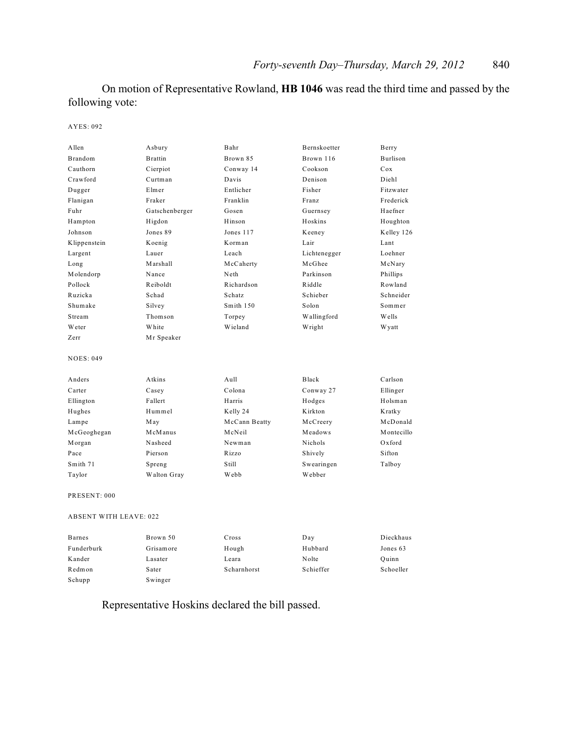On motion of Representative Rowland, **HB 1046** was read the third time and passed by the following vote:

AYES: 092

| | | | | |
|---|---|---|---|---|
| Allen | Asbury | Bahr | Bernskoetter | Berry |
| Brandom | Brattin | Brown 85 | Brown 116 | Burlison |
| Cauthorn | Cierpiot | Conway 14 | Cookson | Cox |
| Crawford | Curtman | Davis | Denison | Diehl |
| Dugger | Elmer | Entlicher | Fisher | Fitzwater |
| Flanigan | Fraker | Franklin | Franz | Frederick |
| Fuhr | Gatschenberger | Gosen | Guernsey | Haefner |
| Hampton | Higdon | Hinson | Hoskins | Houghton |
| Johnson | Jones 89 | Jones 117 | Keeney | Kelley 126 |
| Klippenstein | Koenig | Korman | Lair | Lant |
| Largent | Lauer | Leach | Lichtenegger | Loehner |
| Long | Marshall | McCaherty | McGhee | McNary |
| Molendorp | Nance | Neth | Parkinson | Phillips |
| Pollock | Reiboldt | Richardson | Riddle | Rowland |
| Ruzicka | Schad | Schatz | Schieber | Schneider |
| Shumake | Silvey | Smith 150 | Solon | Sommer |
| Stream | Thomson | Torpey | Wallingford | Wells |
| Weter | White | Wieland | Wright | Wyatt |
| Zerr | Mr Speaker | | | |

NOES: 049

| | | | | |
|---|---|---|---|---|
| Anders | Atkins | Aull | Black | Carlson |
| Carter | Casey | Colona | Conway 27 | Ellinger |
| Ellington | Fallert | Harris | Hodges | Holsman |
| Hughes | Hummel | Kelly 24 | Kirkton | Kratky |
| Lampe | May | McCann Beatty | McCreery | McDonald |
| McGeoghegan | McManus | McNeil | Meadows | Montecillo |
| Morgan | Nasheed | Newman | Nichols | Oxford |
| Pace | Pierson | Rizzo | Shively | Sifton |
| Smith 71 | Spreng | Still | Swearingen | Talboy |
| Taylor | Walton Gray | Webb | Webber | |

PRESENT: 000

ABSENT WITH LEAVE: 022

| | | | | |
|---|---|---|---|---|
| Barnes | Brown 50 | Cross | Day | Dieckhaus |
| Funderburk | Grisamore | Hough | Hubbard | Jones 63 |
| Kander | Lasater | Leara | Nolte | Quinn |
| Redmon | Sater | Scharnhorst | Schieffer | Schoeller |
| Schupp | Swinger | | | |

Representative Hoskins declared the bill passed.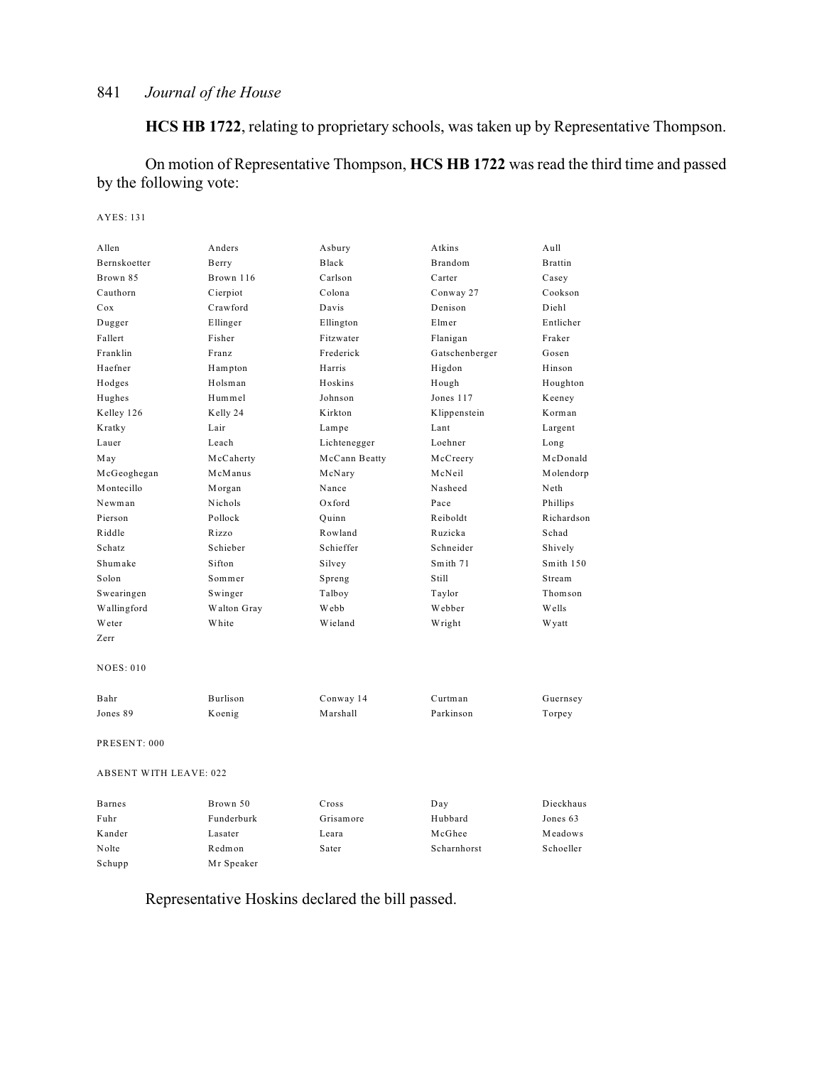**HCS HB 1722**, relating to proprietary schools, was taken up by Representative Thompson.

On motion of Representative Thompson, **HCS HB 1722** was read the third time and passed by the following vote:

AYES: 131

| | | | | |
|---|---|---|---|---|
| Allen | Anders | Asbury | Atkins | Aull |
| Bernskoetter | Berry | Black | Brandom | Brattin |
| Brown 85 | Brown 116 | Carlson | Carter | Casey |
| Cauthorn | Cierpiot | Colona | Conway 27 | Cookson |
| Cox | Crawford | Davis | Denison | Diehl |
| Dugger | Ellinger | Ellington | Elmer | Entlicher |
| Fallert | Fisher | Fitzwater | Flanigan | Fraker |
| Franklin | Franz | Frederick | Gatschenberger | Gosen |
| Haefner | Hampton | Harris | Higdon | Hinson |
| Hodges | Holsman | Hoskins | Hough | Houghton |
| Hughes | Hummel | Johnson | Jones 117 | Keeney |
| Kelley 126 | Kelly 24 | Kirkton | Klippenstein | Korman |
| Kratky | Lair | Lampe | Lant | Largent |
| Lauer | Leach | Lichtenegger | Loehner | Long |
| May | McCaherty | McCann Beatty | McCreery | McDonald |
| McGeoghegan | McManus | McNary | McNeil | Molendorp |
| Montecillo | Morgan | Nance | Nasheed | Neth |
| Newman | Nichols | Oxford | Pace | Phillips |
| Pierson | Pollock | Quinn | Reiboldt | Richardson |
| Riddle | Rizzo | Rowland | Ruzicka | Schad |
| Schatz | Schieber | Schieffer | Schneider | Shively |
| Shumake | Sifton | Silvey | Smith 71 | Smith 150 |
| Solon | Sommer | Spreng | Still | Stream |
| Swearingen | Swinger | Talboy | Taylor | Thomson |
| Wallingford | Walton Gray | Webb | Webber | Wells |
| Weter | White | Wieland | Wright | Wyatt |
| Zerr | | | | |

NOES: 010

| | | | | |
|---|---|---|---|---|
| Bahr | Burlison | Conway 14 | Curtman | Guernsey |
| Jones 89 | Koenig | Marshall | Parkinson | Torpey |

PRESENT: 000

ABSENT WITH LEAVE: 022

| | | | | |
|---|---|---|---|---|
| Barnes | Brown 50 | Cross | Day | Dieckhaus |
| Fuhr | Funderburk | Grisamore | Hubbard | Jones 63 |
| Kander | Lasater | Leara | McGhee | Meadows |
| Nolte | Redmon | Sater | Scharnhorst | Schoeller |
| Schupp | Mr Speaker | | | |

Representative Hoskins declared the bill passed.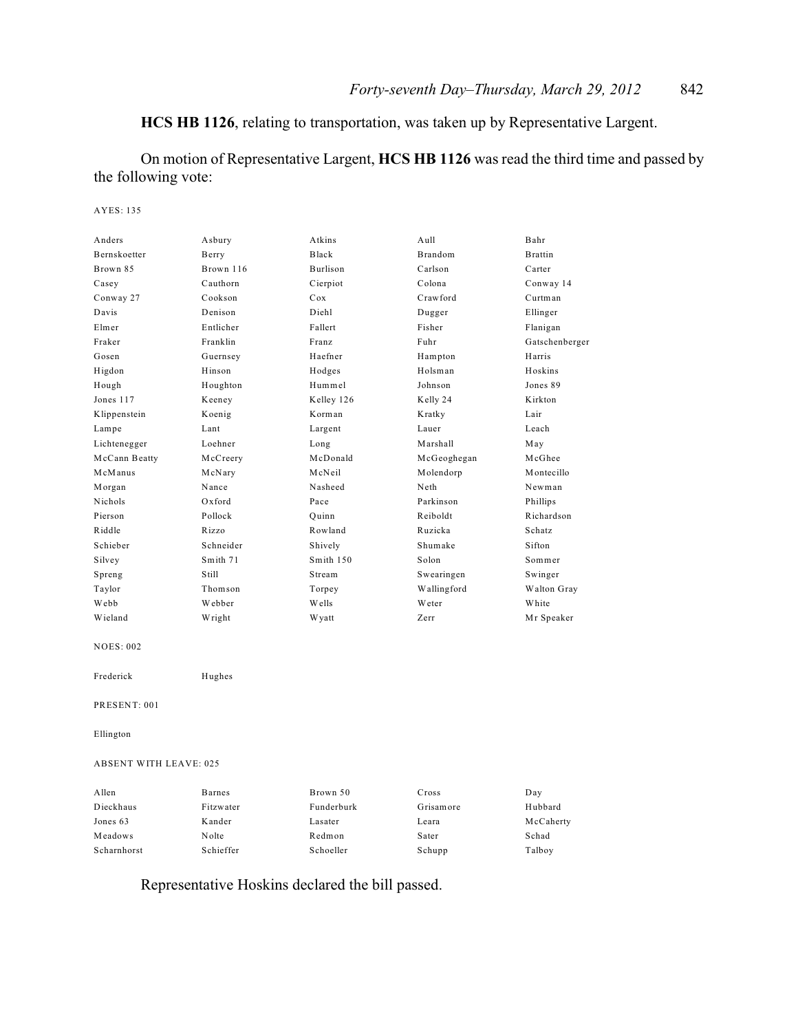**HCS HB 1126**, relating to transportation, was taken up by Representative Largent.

On motion of Representative Largent, **HCS HB 1126** was read the third time and passed by the following vote:

AYES: 135

| | | | | |
|---|---|---|---|---|
| Anders | Asbury | Atkins | Aull | Bahr |
| Bernskoetter | Berry | Black | Brandom | Brattin |
| Brown 85 | Brown 116 | Burlison | Carlson | Carter |
| Casey | Cauthorn | Cierpiot | Colona | Conway 14 |
| Conway 27 | Cookson | Cox | Crawford | Curtman |
| Davis | Denison | Diehl | Dugger | Ellinger |
| Elmer | Entlicher | Fallert | Fisher | Flanigan |
| Fraker | Franklin | Franz | Fuhr | Gatschenberger |
| Gosen | Guernsey | Haefner | Hampton | Harris |
| Higdon | Hinson | Hodges | Holsman | Hoskins |
| Hough | Houghton | Hummel | Johnson | Jones 89 |
| Jones 117 | Keeney | Kelley 126 | Kelly 24 | Kirkton |
| Klippenstein | Koenig | Korman | Kratky | Lair |
| Lampe | Lant | Largent | Lauer | Leach |
| Lichtenegger | Loehner | Long | Marshall | May |
| McCann Beatty | McCreery | McDonald | McGeoghegan | McGhee |
| McManus | McNary | McNeil | Molendorp | Montecillo |
| Morgan | Nance | Nasheed | Neth | Newman |
| Nichols | Oxford | Pace | Parkinson | Phillips |
| Pierson | Pollock | Quinn | Reiboldt | Richardson |
| Riddle | Rizzo | Rowland | Ruzicka | Schatz |
| Schieber | Schneider | Shively | Shumake | Sifton |
| Silvey | Smith 71 | Smith 150 | Solon | Sommer |
| Spreng | Still | Stream | Swearingen | Swinger |
| Taylor | Thomson | Torpey | Wallingford | Walton Gray |
| Webb | Webber | Wells | Weter | White |
| Wieland | Wright | Wyatt | Zerr | Mr Speaker |

NOES: 002

| | |
|---|---|
| Frederick | Hughes |

PRESENT: 001

Ellington

ABSENT WITH LEAVE: 025

| | | | | |
|---|---|---|---|---|
| Allen | Barnes | Brown 50 | Cross | Day |
| Dieckhaus | Fitzwater | Funderburk | Grisamore | Hubbard |
| Jones 63 | Kander | Lasater | Leara | McCaherty |
| Meadows | Nolte | Redmon | Sater | Schad |
| Scharnhorst | Schieffer | Schoeller | Schupp | Talboy |

Representative Hoskins declared the bill passed.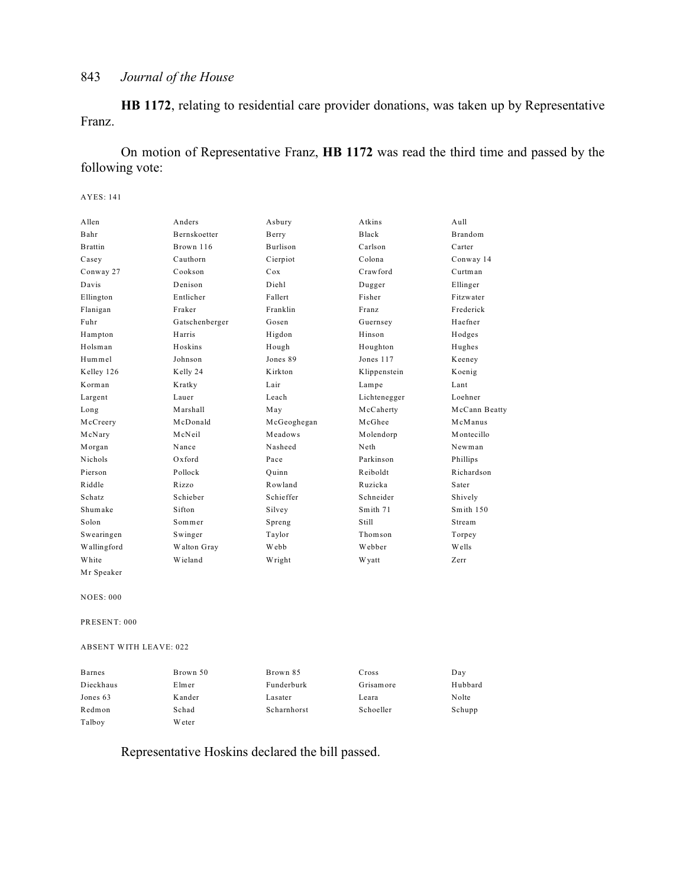**HB 1172**, relating to residential care provider donations, was taken up by Representative Franz.

On motion of Representative Franz, **HB 1172** was read the third time and passed by the following vote:

AYES: 141

| | | | | |
|---|---|---|---|---|
| Allen | Anders | Asbury | Atkins | Aull |
| Bahr | Bernskoetter | Berry | Black | Brandom |
| Brattin | Brown 116 | Burlison | Carlson | Carter |
| Casey | Cauthorn | Cierpiot | Colona | Conway 14 |
| Conway 27 | Cookson | Cox | Crawford | Curtman |
| Davis | Denison | Diehl | Dugger | Ellinger |
| Ellington | Entlicher | Fallert | Fisher | Fitzwater |
| Flanigan | Fraker | Franklin | Franz | Frederick |
| Fuhr | Gatschenberger | Gosen | Guernsey | Haefner |
| Hampton | Harris | Higdon | Hinson | Hodges |
| Holsman | Hoskins | Hough | Houghton | Hughes |
| Hummel | Johnson | Jones 89 | Jones 117 | Keeney |
| Kelley 126 | Kelly 24 | Kirkton | Klippenstein | Koenig |
| Korman | Kratky | Lair | Lampe | Lant |
| Largent | Lauer | Leach | Lichtenegger | Loehner |
| Long | Marshall | May | McCaherty | McCann Beatty |
| McCreery | McDonald | McGeoghegan | McGhee | McManus |
| McNary | McNeil | Meadows | Molendorp | Montecillo |
| Morgan | Nance | Nasheed | Neth | Newman |
| Nichols | Oxford | Pace | Parkinson | Phillips |
| Pierson | Pollock | Quinn | Reiboldt | Richardson |
| Riddle | Rizzo | Rowland | Ruzicka | Sater |
| Schatz | Schieber | Schieffer | Schneider | Shively |
| Shumake | Sifton | Silvey | Smith 71 | Smith 150 |
| Solon | Sommer | Spreng | Still | Stream |
| Swearingen | Swinger | Taylor | Thomson | Torpey |
| Wallingford | Walton Gray | Webb | Webber | Wells |
| White | Wieland | Wright | Wyatt | Zerr |
| Mr Speaker | | | | |

NOES: 000

PRESENT: 000

ABSENT WITH LEAVE: 022

| | | | | |
|---|---|---|---|---|
| Barnes | Brown 50 | Brown 85 | Cross | Day |
| Dieckhaus | Elmer | Funderburk | Grisamore | Hubbard |
| Jones 63 | Kander | Lasater | Leara | Nolte |
| Redmon | Schad | Scharnhorst | Schoeller | Schupp |
| Talboy | Weter | | | |

Representative Hoskins declared the bill passed.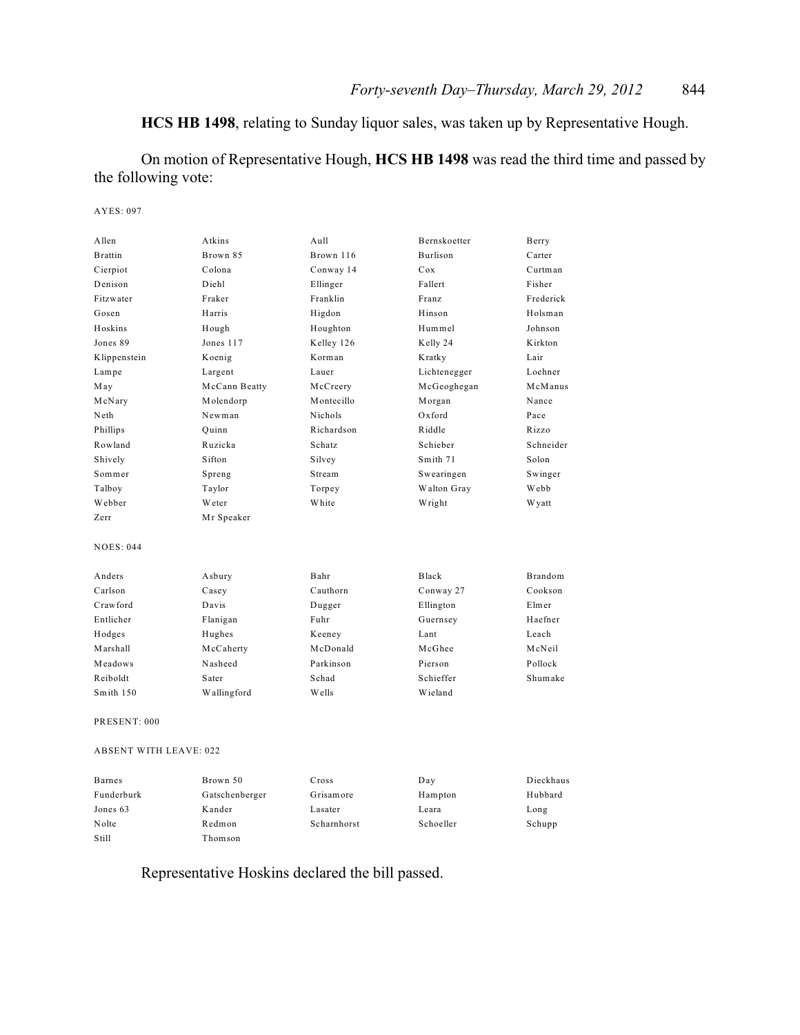**HCS HB 1498**, relating to Sunday liquor sales, was taken up by Representative Hough.

On motion of Representative Hough, **HCS HB 1498** was read the third time and passed by the following vote:

AYES: 097

| | | | | |
|---|---|---|---|---|
| Allen | Atkins | Aull | Bernskoetter | Berry |
| Brattin | Brown 85 | Brown 116 | Burlison | Carter |
| Cierpiot | Colona | Conway 14 | Cox | Curtman |
| Denison | Diehl | Ellinger | Fallert | Fisher |
| Fitzwater | Fraker | Franklin | Franz | Frederick |
| Gosen | Harris | Higdon | Hinson | Holsman |
| Hoskins | Hough | Houghton | Hummel | Johnson |
| Jones 89 | Jones 117 | Kelley 126 | Kelly 24 | Kirkton |
| Klippenstein | Koenig | Korman | Kratky | Lair |
| Lampe | Largent | Lauer | Lichtenegger | Loehner |
| May | McCann Beatty | McCreery | McGeoghegan | McManus |
| McNary | Molendorp | Montecillo | Morgan | Nance |
| Neth | Newman | Nichols | Oxford | Pace |
| Phillips | Quinn | Richardson | Riddle | Rizzo |
| Rowland | Ruzicka | Schatz | Schieber | Schneider |
| Shively | Sifton | Silvey | Smith 71 | Solon |
| Sommer | Spreng | Stream | Swearingen | Swinger |
| Talboy | Taylor | Torpey | Walton Gray | Webb |
| Webber | Weter | White | Wright | Wyatt |
| Zerr | Mr Speaker | | | |

NOES: 044

| | | | | |
|---|---|---|---|---|
| Anders | Asbury | Bahr | Black | Brandom |
| Carlson | Casey | Cauthorn | Conway 27 | Cookson |
| Crawford | Davis | Dugger | Ellington | Elmer |
| Entlicher | Flanigan | Fuhr | Guernsey | Haefner |
| Hodges | Hughes | Keeney | Lant | Leach |
| Marshall | McCaherty | McDonald | McGhee | McNeil |
| Meadows | Nasheed | Parkinson | Pierson | Pollock |
| Reiboldt | Sater | Schad | Schieffer | Shumake |
| Smith 150 | Wallingford | Wells | Wieland | |

PRESENT: 000

ABSENT WITH LEAVE: 022

| | | | | |
|---|---|---|---|---|
| Barnes | Brown 50 | Cross | Day | Dieckhaus |
| Funderburk | Gatschenberger | Grisamore | Hampton | Hubbard |
| Jones 63 | Kander | Lasater | Leara | Long |
| Nolte | Redmon | Scharnhorst | Schoeller | Schupp |
| Still | Thomson | | | |

Representative Hoskins declared the bill passed.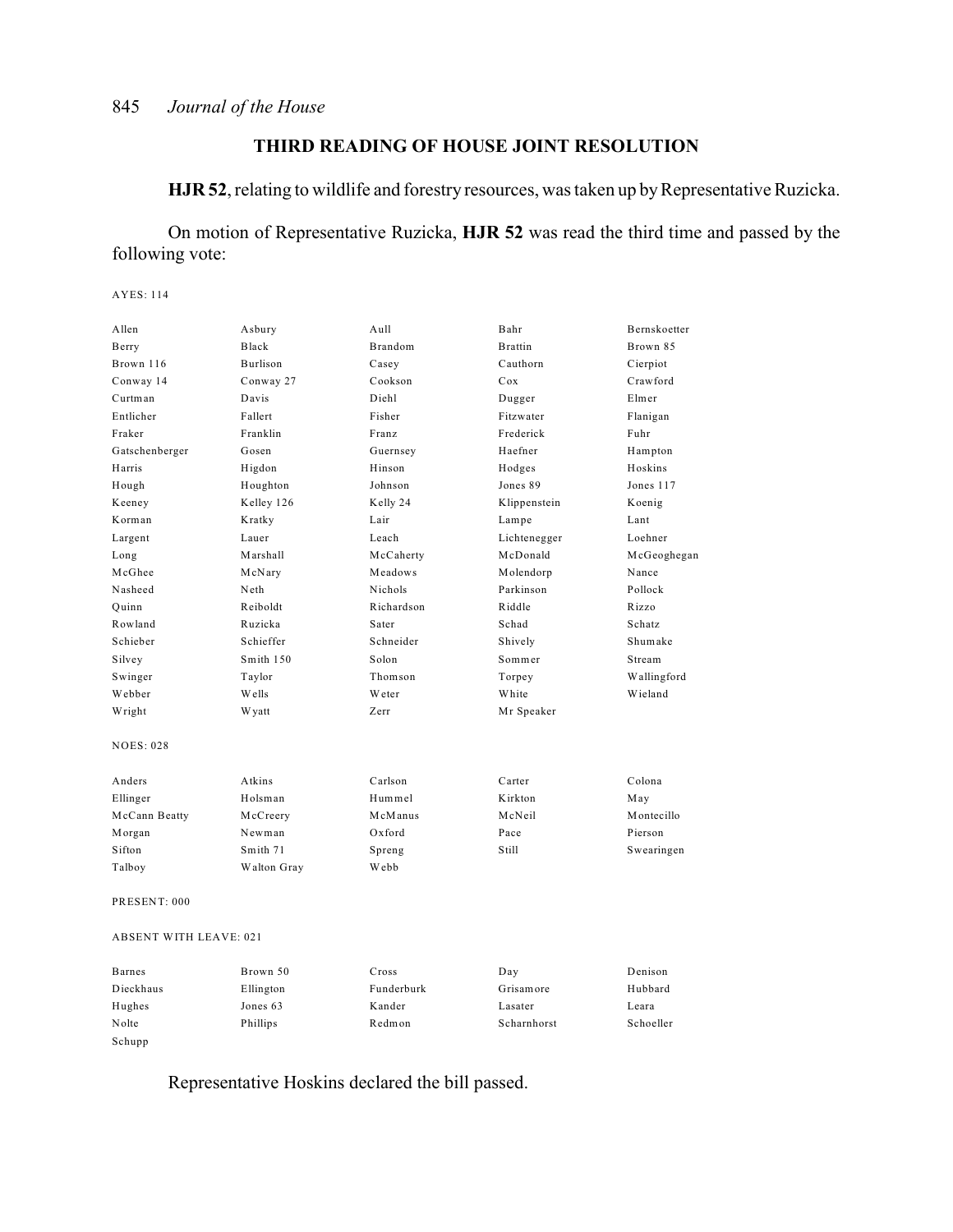## THIRD READING OF HOUSE JOINT RESOLUTION

**HJR 52**, relating to wildlife and forestry resources, was taken up by Representative Ruzicka.

On motion of Representative Ruzicka, **HJR 52** was read the third time and passed by the following vote:

AYES: 114

| | | | | |
|---|---|---|---|---|
| Allen | Asbury | Aull | Bahr | Bernskoetter |
| Berry | Black | Brandom | Brattin | Brown 85 |
| Brown 116 | Burlison | Casey | Cauthorn | Cierpiot |
| Conway 14 | Conway 27 | Cookson | Cox | Crawford |
| Curtman | Davis | Diehl | Dugger | Elmer |
| Entlicher | Fallert | Fisher | Fitzwater | Flanigan |
| Fraker | Franklin | Franz | Frederick | Fuhr |
| Gatschenberger | Gosen | Guernsey | Haefner | Hampton |
| Harris | Higdon | Hinson | Hodges | Hoskins |
| Hough | Houghton | Johnson | Jones 89 | Jones 117 |
| Keeney | Kelley 126 | Kelly 24 | Klippenstein | Koenig |
| Korman | Kratky | Lair | Lampe | Lant |
| Largent | Lauer | Leach | Lichtenegger | Loehner |
| Long | Marshall | McCaherty | McDonald | McGeoghegan |
| McGhee | McNary | Meadows | Molendorp | Nance |
| Nasheed | Neth | Nichols | Parkinson | Pollock |
| Quinn | Reiboldt | Richardson | Riddle | Rizzo |
| Rowland | Ruzicka | Sater | Schad | Schatz |
| Schieber | Schieffer | Schneider | Shively | Shumake |
| Silvey | Smith 150 | Solon | Sommer | Stream |
| Swinger | Taylor | Thomson | Torpey | Wallingford |
| Webber | Wells | Weter | White | Wieland |
| Wright | Wyatt | Zerr | Mr Speaker | |

NOES: 028

| | | | | |
|---|---|---|---|---|
| Anders | Atkins | Carlson | Carter | Colona |
| Ellinger | Holsman | Hummel | Kirkton | May |
| McCann Beatty | McCreery | McManus | McNeil | Montecillo |
| Morgan | Newman | Oxford | Pace | Pierson |
| Sifton | Smith 71 | Spreng | Still | Swearingen |
| Talboy | Walton Gray | Webb | | |

PRESENT: 000

ABSENT WITH LEAVE: 021

| | | | | |
|---|---|---|---|---|
| Barnes | Brown 50 | Cross | Day | Denison |
| Dieckhaus | Ellington | Funderburk | Grisamore | Hubbard |
| Hughes | Jones 63 | Kander | Lasater | Leara |
| Nolte | Phillips | Redmon | Scharnhorst | Schoeller |
| Schupp | | | | |

Representative Hoskins declared the bill passed.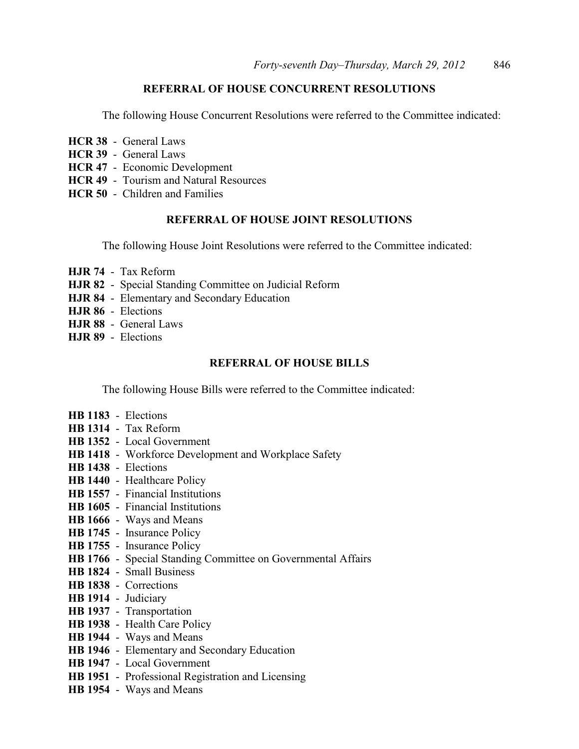## REFERRAL OF HOUSE CONCURRENT RESOLUTIONS

The following House Concurrent Resolutions were referred to the Committee indicated:

**HCR 38** - General Laws
**HCR 39** - General Laws
**HCR 47** - Economic Development
**HCR 49** - Tourism and Natural Resources
**HCR 50** - Children and Families

## REFERRAL OF HOUSE JOINT RESOLUTIONS

The following House Joint Resolutions were referred to the Committee indicated:

**HJR 74** - Tax Reform
**HJR 82** - Special Standing Committee on Judicial Reform
**HJR 84** - Elementary and Secondary Education
**HJR 86** - Elections
**HJR 88** - General Laws
**HJR 89** - Elections

## REFERRAL OF HOUSE BILLS

The following House Bills were referred to the Committee indicated:

**HB 1183** - Elections
**HB 1314** - Tax Reform
**HB 1352** - Local Government
**HB 1418** - Workforce Development and Workplace Safety
**HB 1438** - Elections
**HB 1440** - Healthcare Policy
**HB 1557** - Financial Institutions
**HB 1605** - Financial Institutions
**HB 1666** - Ways and Means
**HB 1745** - Insurance Policy
**HB 1755** - Insurance Policy
**HB 1766** - Special Standing Committee on Governmental Affairs
**HB 1824** - Small Business
**HB 1838** - Corrections
**HB 1914** - Judiciary
**HB 1937** - Transportation
**HB 1938** - Health Care Policy
**HB 1944** - Ways and Means
**HB 1946** - Elementary and Secondary Education
**HB 1947** - Local Government
**HB 1951** - Professional Registration and Licensing
**HB 1954** - Ways and Means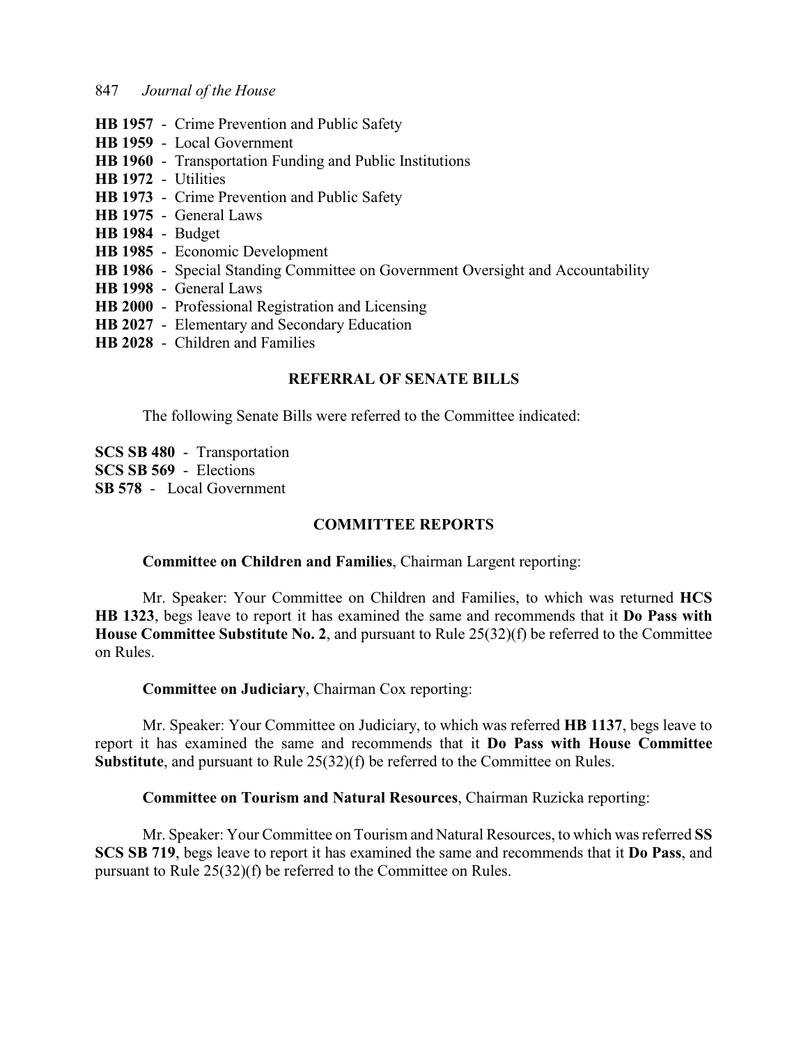**HB 1957** - Crime Prevention and Public Safety
**HB 1959** - Local Government
**HB 1960** - Transportation Funding and Public Institutions
**HB 1972** - Utilities
**HB 1973** - Crime Prevention and Public Safety
**HB 1975** - General Laws
**HB 1984** - Budget
**HB 1985** - Economic Development
**HB 1986** - Special Standing Committee on Government Oversight and Accountability
**HB 1998** - General Laws
**HB 2000** - Professional Registration and Licensing
**HB 2027** - Elementary and Secondary Education
**HB 2028** - Children and Families

## REFERRAL OF SENATE BILLS

The following Senate Bills were referred to the Committee indicated:

**SCS SB 480** - Transportation
**SCS SB 569** - Elections
**SB 578** - Local Government

## COMMITTEE REPORTS

**Committee on Children and Families**, Chairman Largent reporting:

Mr. Speaker: Your Committee on Children and Families, to which was returned **HCS HB 1323**, begs leave to report it has examined the same and recommends that it **Do Pass with House Committee Substitute No. 2**, and pursuant to Rule 25(32)(f) be referred to the Committee on Rules.

**Committee on Judiciary**, Chairman Cox reporting:

Mr. Speaker: Your Committee on Judiciary, to which was referred **HB 1137**, begs leave to report it has examined the same and recommends that it **Do Pass with House Committee Substitute**, and pursuant to Rule 25(32)(f) be referred to the Committee on Rules.

**Committee on Tourism and Natural Resources**, Chairman Ruzicka reporting:

Mr. Speaker: Your Committee on Tourism and Natural Resources, to which was referred **SS SCS SB 719**, begs leave to report it has examined the same and recommends that it **Do Pass**, and pursuant to Rule 25(32)(f) be referred to the Committee on Rules.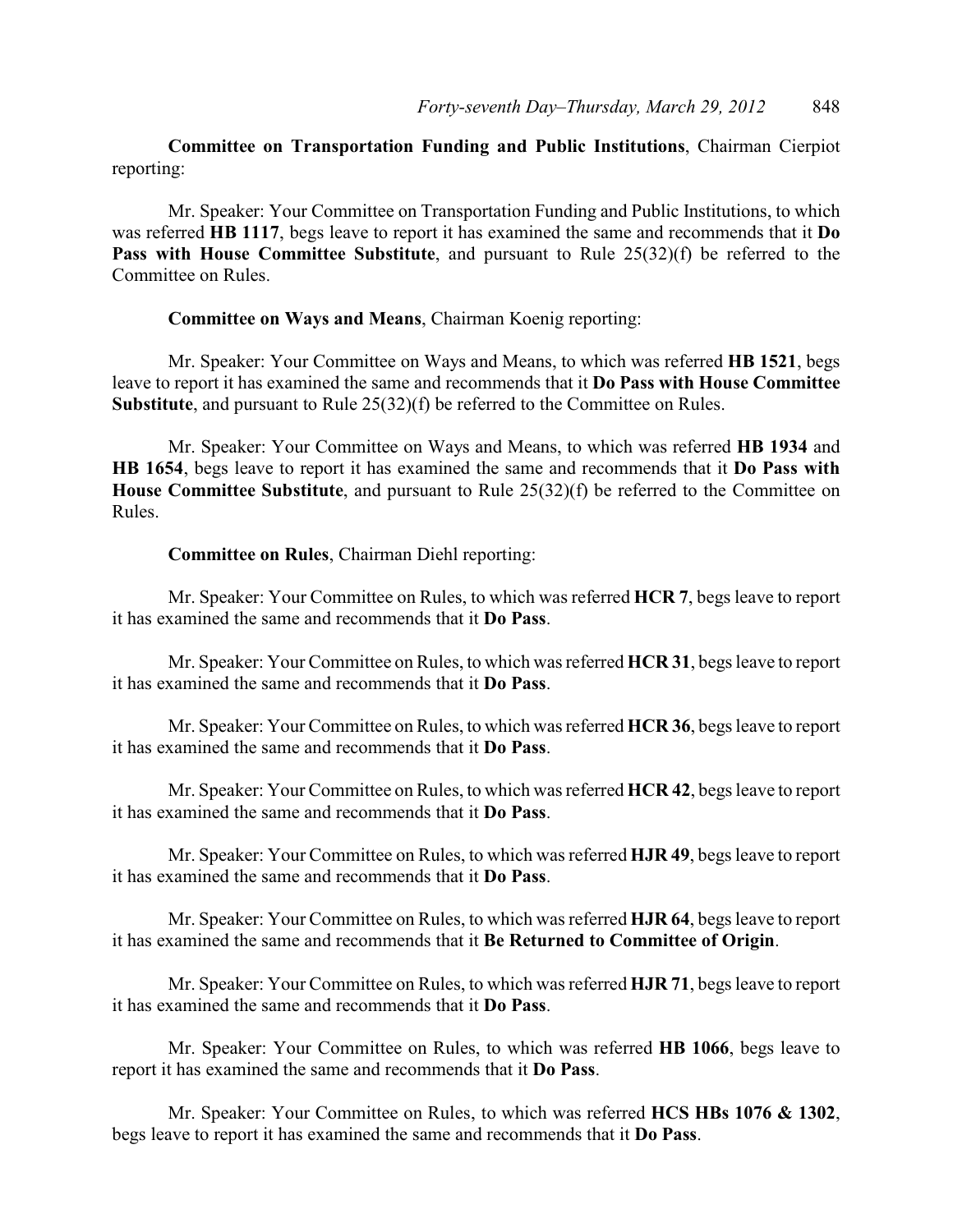**Committee on Transportation Funding and Public Institutions**, Chairman Cierpiot reporting:

Mr. Speaker: Your Committee on Transportation Funding and Public Institutions, to which was referred **HB 1117**, begs leave to report it has examined the same and recommends that it **Do Pass with House Committee Substitute**, and pursuant to Rule 25(32)(f) be referred to the Committee on Rules.

**Committee on Ways and Means**, Chairman Koenig reporting:

Mr. Speaker: Your Committee on Ways and Means, to which was referred **HB 1521**, begs leave to report it has examined the same and recommends that it **Do Pass with House Committee Substitute**, and pursuant to Rule 25(32)(f) be referred to the Committee on Rules.

Mr. Speaker: Your Committee on Ways and Means, to which was referred **HB 1934** and **HB 1654**, begs leave to report it has examined the same and recommends that it **Do Pass with House Committee Substitute**, and pursuant to Rule 25(32)(f) be referred to the Committee on Rules.

**Committee on Rules**, Chairman Diehl reporting:

Mr. Speaker: Your Committee on Rules, to which was referred **HCR 7**, begs leave to report it has examined the same and recommends that it **Do Pass**.

Mr. Speaker: Your Committee on Rules, to which was referred **HCR 31**, begs leave to report it has examined the same and recommends that it **Do Pass**.

Mr. Speaker: Your Committee on Rules, to which was referred **HCR 36**, begs leave to report it has examined the same and recommends that it **Do Pass**.

Mr. Speaker: Your Committee on Rules, to which was referred **HCR 42**, begs leave to report it has examined the same and recommends that it **Do Pass**.

Mr. Speaker: Your Committee on Rules, to which was referred **HJR 49**, begs leave to report it has examined the same and recommends that it **Do Pass**.

Mr. Speaker: Your Committee on Rules, to which was referred **HJR 64**, begs leave to report it has examined the same and recommends that it **Be Returned to Committee of Origin**.

Mr. Speaker: Your Committee on Rules, to which was referred **HJR 71**, begs leave to report it has examined the same and recommends that it **Do Pass**.

Mr. Speaker: Your Committee on Rules, to which was referred **HB 1066**, begs leave to report it has examined the same and recommends that it **Do Pass**.

Mr. Speaker: Your Committee on Rules, to which was referred **HCS HBs 1076 & 1302**, begs leave to report it has examined the same and recommends that it **Do Pass**.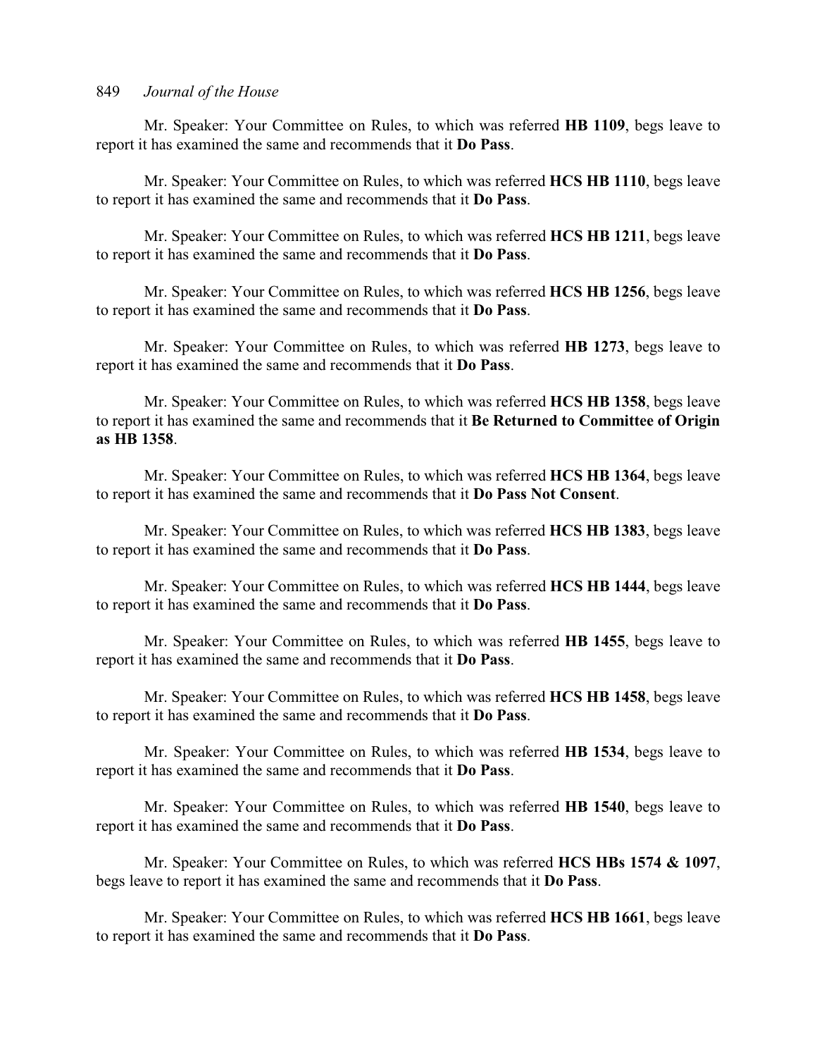Mr. Speaker: Your Committee on Rules, to which was referred **HB 1109**, begs leave to report it has examined the same and recommends that it **Do Pass**.

Mr. Speaker: Your Committee on Rules, to which was referred **HCS HB 1110**, begs leave to report it has examined the same and recommends that it **Do Pass**.

Mr. Speaker: Your Committee on Rules, to which was referred **HCS HB 1211**, begs leave to report it has examined the same and recommends that it **Do Pass**.

Mr. Speaker: Your Committee on Rules, to which was referred **HCS HB 1256**, begs leave to report it has examined the same and recommends that it **Do Pass**.

Mr. Speaker: Your Committee on Rules, to which was referred **HB 1273**, begs leave to report it has examined the same and recommends that it **Do Pass**.

Mr. Speaker: Your Committee on Rules, to which was referred **HCS HB 1358**, begs leave to report it has examined the same and recommends that it **Be Returned to Committee of Origin as HB 1358**.

Mr. Speaker: Your Committee on Rules, to which was referred **HCS HB 1364**, begs leave to report it has examined the same and recommends that it **Do Pass Not Consent**.

Mr. Speaker: Your Committee on Rules, to which was referred **HCS HB 1383**, begs leave to report it has examined the same and recommends that it **Do Pass**.

Mr. Speaker: Your Committee on Rules, to which was referred **HCS HB 1444**, begs leave to report it has examined the same and recommends that it **Do Pass**.

Mr. Speaker: Your Committee on Rules, to which was referred **HB 1455**, begs leave to report it has examined the same and recommends that it **Do Pass**.

Mr. Speaker: Your Committee on Rules, to which was referred **HCS HB 1458**, begs leave to report it has examined the same and recommends that it **Do Pass**.

Mr. Speaker: Your Committee on Rules, to which was referred **HB 1534**, begs leave to report it has examined the same and recommends that it **Do Pass**.

Mr. Speaker: Your Committee on Rules, to which was referred **HB 1540**, begs leave to report it has examined the same and recommends that it **Do Pass**.

Mr. Speaker: Your Committee on Rules, to which was referred **HCS HBs 1574 & 1097**, begs leave to report it has examined the same and recommends that it **Do Pass**.

Mr. Speaker: Your Committee on Rules, to which was referred **HCS HB 1661**, begs leave to report it has examined the same and recommends that it **Do Pass**.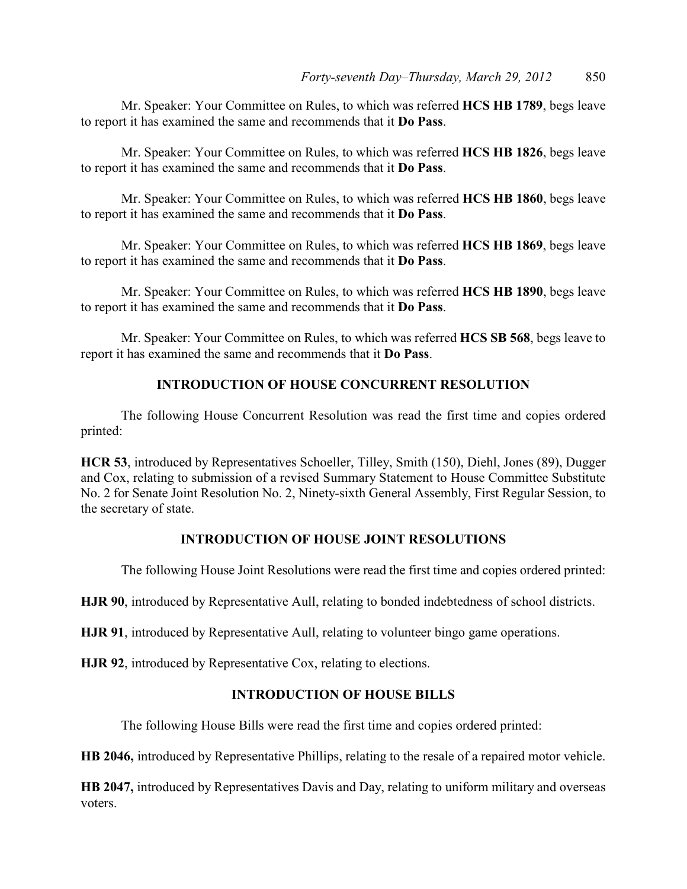Mr. Speaker: Your Committee on Rules, to which was referred **HCS HB 1789**, begs leave to report it has examined the same and recommends that it **Do Pass**.

Mr. Speaker: Your Committee on Rules, to which was referred **HCS HB 1826**, begs leave to report it has examined the same and recommends that it **Do Pass**.

Mr. Speaker: Your Committee on Rules, to which was referred **HCS HB 1860**, begs leave to report it has examined the same and recommends that it **Do Pass**.

Mr. Speaker: Your Committee on Rules, to which was referred **HCS HB 1869**, begs leave to report it has examined the same and recommends that it **Do Pass**.

Mr. Speaker: Your Committee on Rules, to which was referred **HCS HB 1890**, begs leave to report it has examined the same and recommends that it **Do Pass**.

Mr. Speaker: Your Committee on Rules, to which was referred **HCS SB 568**, begs leave to report it has examined the same and recommends that it **Do Pass**.

## INTRODUCTION OF HOUSE CONCURRENT RESOLUTION

The following House Concurrent Resolution was read the first time and copies ordered printed:

**HCR 53**, introduced by Representatives Schoeller, Tilley, Smith (150), Diehl, Jones (89), Dugger and Cox, relating to submission of a revised Summary Statement to House Committee Substitute No. 2 for Senate Joint Resolution No. 2, Ninety-sixth General Assembly, First Regular Session, to the secretary of state.

## INTRODUCTION OF HOUSE JOINT RESOLUTIONS

The following House Joint Resolutions were read the first time and copies ordered printed:

**HJR 90**, introduced by Representative Aull, relating to bonded indebtedness of school districts.

**HJR 91**, introduced by Representative Aull, relating to volunteer bingo game operations.

**HJR 92**, introduced by Representative Cox, relating to elections.

## INTRODUCTION OF HOUSE BILLS

The following House Bills were read the first time and copies ordered printed:

**HB 2046,** introduced by Representative Phillips, relating to the resale of a repaired motor vehicle.

**HB 2047,** introduced by Representatives Davis and Day, relating to uniform military and overseas voters.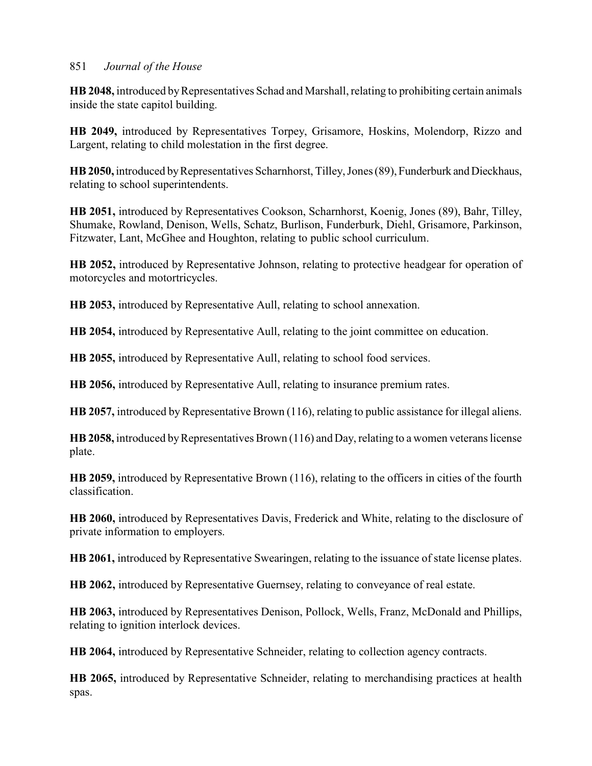**HB 2048,** introduced by Representatives Schad and Marshall, relating to prohibiting certain animals inside the state capitol building.

**HB 2049,** introduced by Representatives Torpey, Grisamore, Hoskins, Molendorp, Rizzo and Largent, relating to child molestation in the first degree.

**HB 2050,** introduced by Representatives Scharnhorst, Tilley, Jones (89), Funderburk and Dieckhaus, relating to school superintendents.

**HB 2051,** introduced by Representatives Cookson, Scharnhorst, Koenig, Jones (89), Bahr, Tilley, Shumake, Rowland, Denison, Wells, Schatz, Burlison, Funderburk, Diehl, Grisamore, Parkinson, Fitzwater, Lant, McGhee and Houghton, relating to public school curriculum.

**HB 2052,** introduced by Representative Johnson, relating to protective headgear for operation of motorcycles and motortricycles.

**HB 2053,** introduced by Representative Aull, relating to school annexation.

**HB 2054,** introduced by Representative Aull, relating to the joint committee on education.

**HB 2055,** introduced by Representative Aull, relating to school food services.

**HB 2056,** introduced by Representative Aull, relating to insurance premium rates.

**HB 2057,** introduced by Representative Brown (116), relating to public assistance for illegal aliens.

**HB 2058,** introduced by Representatives Brown (116) and Day, relating to a women veterans license plate.

**HB 2059,** introduced by Representative Brown (116), relating to the officers in cities of the fourth classification.

**HB 2060,** introduced by Representatives Davis, Frederick and White, relating to the disclosure of private information to employers.

**HB 2061,** introduced by Representative Swearingen, relating to the issuance of state license plates.

**HB 2062,** introduced by Representative Guernsey, relating to conveyance of real estate.

**HB 2063,** introduced by Representatives Denison, Pollock, Wells, Franz, McDonald and Phillips, relating to ignition interlock devices.

**HB 2064,** introduced by Representative Schneider, relating to collection agency contracts.

**HB 2065,** introduced by Representative Schneider, relating to merchandising practices at health spas.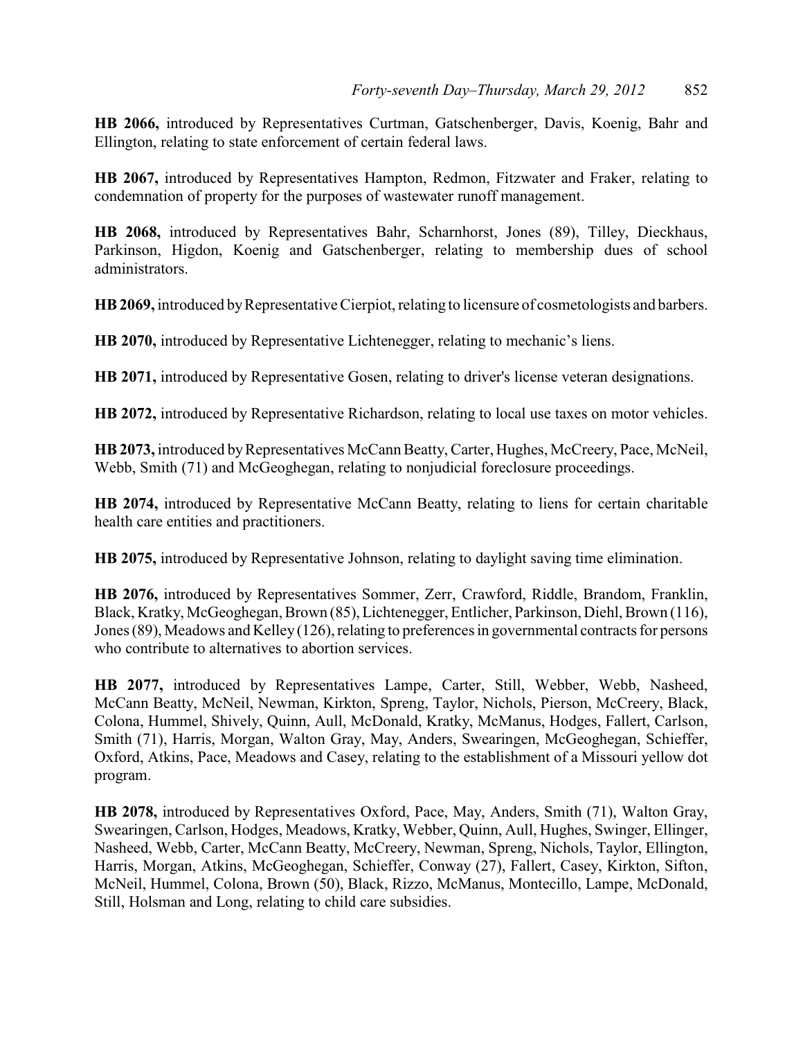**HB 2066,** introduced by Representatives Curtman, Gatschenberger, Davis, Koenig, Bahr and Ellington, relating to state enforcement of certain federal laws.

**HB 2067,** introduced by Representatives Hampton, Redmon, Fitzwater and Fraker, relating to condemnation of property for the purposes of wastewater runoff management.

**HB 2068,** introduced by Representatives Bahr, Scharnhorst, Jones (89), Tilley, Dieckhaus, Parkinson, Higdon, Koenig and Gatschenberger, relating to membership dues of school administrators.

**HB 2069,** introduced by Representative Cierpiot, relating to licensure of cosmetologists and barbers.

**HB 2070,** introduced by Representative Lichtenegger, relating to mechanic's liens.

**HB 2071,** introduced by Representative Gosen, relating to driver's license veteran designations.

**HB 2072,** introduced by Representative Richardson, relating to local use taxes on motor vehicles.

**HB 2073,** introduced by Representatives McCann Beatty, Carter, Hughes, McCreery, Pace, McNeil, Webb, Smith (71) and McGeoghegan, relating to nonjudicial foreclosure proceedings.

**HB 2074,** introduced by Representative McCann Beatty, relating to liens for certain charitable health care entities and practitioners.

**HB 2075,** introduced by Representative Johnson, relating to daylight saving time elimination.

**HB 2076,** introduced by Representatives Sommer, Zerr, Crawford, Riddle, Brandom, Franklin, Black, Kratky, McGeoghegan, Brown (85), Lichtenegger, Entlicher, Parkinson, Diehl, Brown (116), Jones (89), Meadows and Kelley (126), relating to preferences in governmental contracts for persons who contribute to alternatives to abortion services.

**HB 2077,** introduced by Representatives Lampe, Carter, Still, Webber, Webb, Nasheed, McCann Beatty, McNeil, Newman, Kirkton, Spreng, Taylor, Nichols, Pierson, McCreery, Black, Colona, Hummel, Shively, Quinn, Aull, McDonald, Kratky, McManus, Hodges, Fallert, Carlson, Smith (71), Harris, Morgan, Walton Gray, May, Anders, Swearingen, McGeoghegan, Schieffer, Oxford, Atkins, Pace, Meadows and Casey, relating to the establishment of a Missouri yellow dot program.

**HB 2078,** introduced by Representatives Oxford, Pace, May, Anders, Smith (71), Walton Gray, Swearingen, Carlson, Hodges, Meadows, Kratky, Webber, Quinn, Aull, Hughes, Swinger, Ellinger, Nasheed, Webb, Carter, McCann Beatty, McCreery, Newman, Spreng, Nichols, Taylor, Ellington, Harris, Morgan, Atkins, McGeoghegan, Schieffer, Conway (27), Fallert, Casey, Kirkton, Sifton, McNeil, Hummel, Colona, Brown (50), Black, Rizzo, McManus, Montecillo, Lampe, McDonald, Still, Holsman and Long, relating to child care subsidies.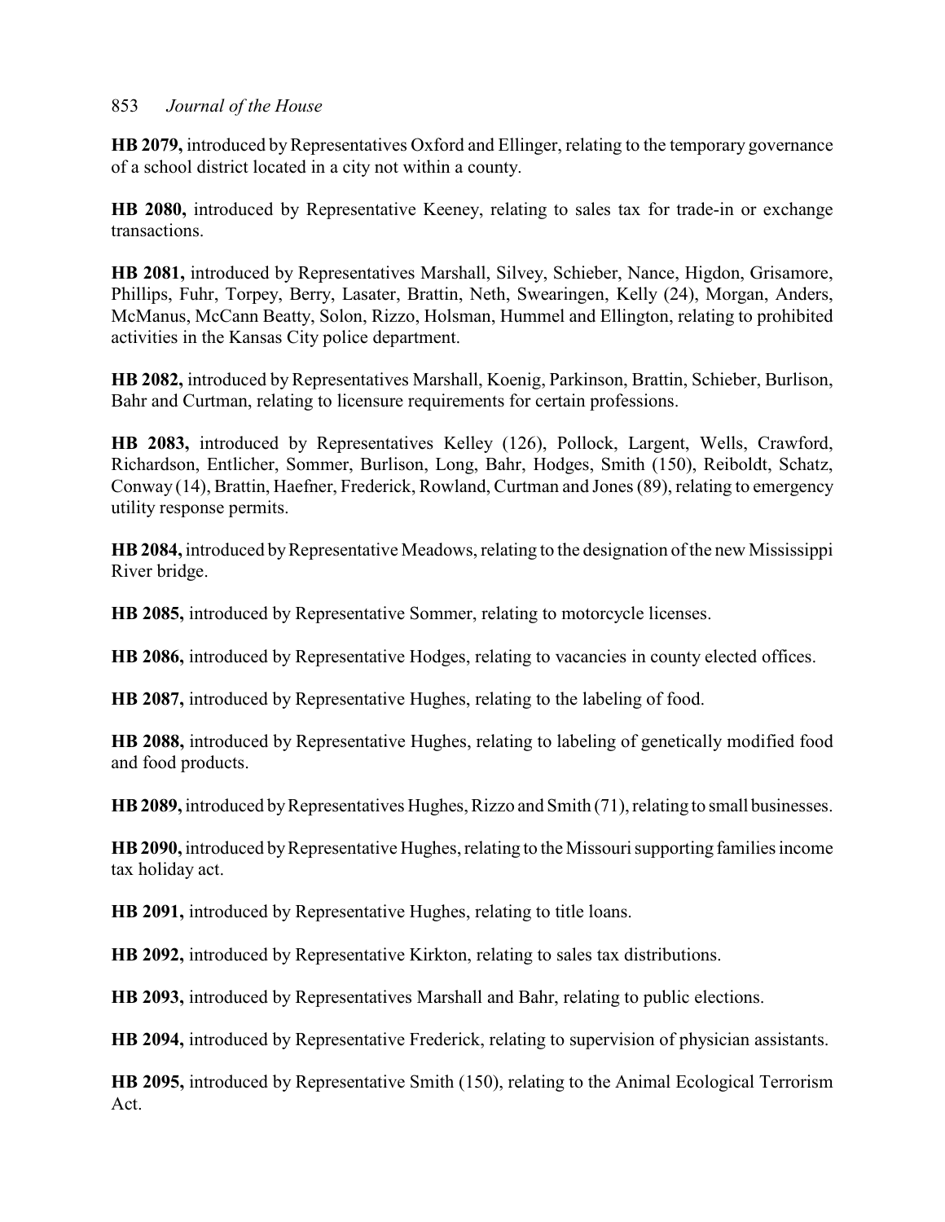**HB 2079,** introduced by Representatives Oxford and Ellinger, relating to the temporary governance of a school district located in a city not within a county.

**HB 2080,** introduced by Representative Keeney, relating to sales tax for trade-in or exchange transactions.

**HB 2081,** introduced by Representatives Marshall, Silvey, Schieber, Nance, Higdon, Grisamore, Phillips, Fuhr, Torpey, Berry, Lasater, Brattin, Neth, Swearingen, Kelly (24), Morgan, Anders, McManus, McCann Beatty, Solon, Rizzo, Holsman, Hummel and Ellington, relating to prohibited activities in the Kansas City police department.

**HB 2082,** introduced by Representatives Marshall, Koenig, Parkinson, Brattin, Schieber, Burlison, Bahr and Curtman, relating to licensure requirements for certain professions.

**HB 2083,** introduced by Representatives Kelley (126), Pollock, Largent, Wells, Crawford, Richardson, Entlicher, Sommer, Burlison, Long, Bahr, Hodges, Smith (150), Reiboldt, Schatz, Conway (14), Brattin, Haefner, Frederick, Rowland, Curtman and Jones (89), relating to emergency utility response permits.

**HB 2084,** introduced by Representative Meadows, relating to the designation of the new Mississippi River bridge.

**HB 2085,** introduced by Representative Sommer, relating to motorcycle licenses.

**HB 2086,** introduced by Representative Hodges, relating to vacancies in county elected offices.

**HB 2087,** introduced by Representative Hughes, relating to the labeling of food.

**HB 2088,** introduced by Representative Hughes, relating to labeling of genetically modified food and food products.

**HB 2089,** introduced by Representatives Hughes, Rizzo and Smith (71), relating to small businesses.

**HB 2090,** introduced by Representative Hughes, relating to the Missouri supporting families income tax holiday act.

**HB 2091,** introduced by Representative Hughes, relating to title loans.

**HB 2092,** introduced by Representative Kirkton, relating to sales tax distributions.

**HB 2093,** introduced by Representatives Marshall and Bahr, relating to public elections.

**HB 2094,** introduced by Representative Frederick, relating to supervision of physician assistants.

**HB 2095,** introduced by Representative Smith (150), relating to the Animal Ecological Terrorism Act.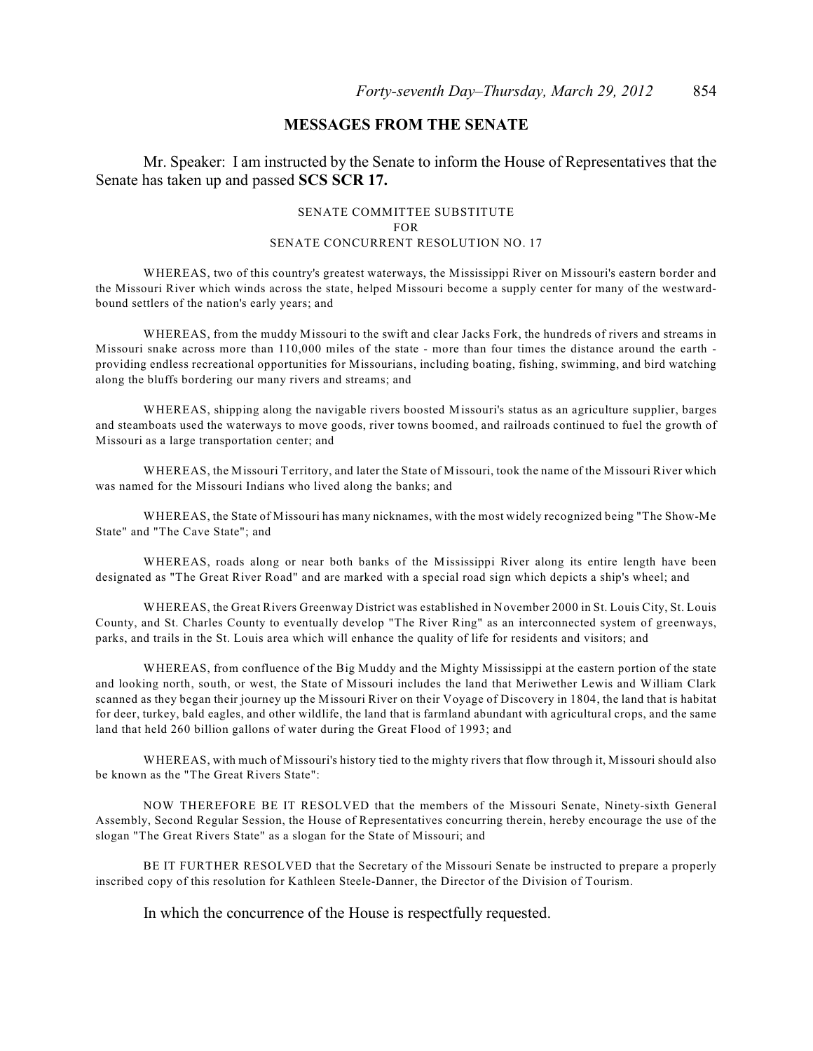## MESSAGES FROM THE SENATE

Mr. Speaker: I am instructed by the Senate to inform the House of Representatives that the Senate has taken up and passed **SCS SCR 17.**

SENATE COMMITTEE SUBSTITUTE
FOR
SENATE CONCURRENT RESOLUTION NO. 17

WHEREAS, two of this country's greatest waterways, the Mississippi River on Missouri's eastern border and the Missouri River which winds across the state, helped Missouri become a supply center for many of the westward-bound settlers of the nation's early years; and

WHEREAS, from the muddy Missouri to the swift and clear Jacks Fork, the hundreds of rivers and streams in Missouri snake across more than 110,000 miles of the state - more than four times the distance around the earth - providing endless recreational opportunities for Missourians, including boating, fishing, swimming, and bird watching along the bluffs bordering our many rivers and streams; and

WHEREAS, shipping along the navigable rivers boosted Missouri's status as an agriculture supplier, barges and steamboats used the waterways to move goods, river towns boomed, and railroads continued to fuel the growth of Missouri as a large transportation center; and

WHEREAS, the Missouri Territory, and later the State of Missouri, took the name of the Missouri River which was named for the Missouri Indians who lived along the banks; and

WHEREAS, the State of Missouri has many nicknames, with the most widely recognized being "The Show-Me State" and "The Cave State"; and

WHEREAS, roads along or near both banks of the Mississippi River along its entire length have been designated as "The Great River Road" and are marked with a special road sign which depicts a ship's wheel; and

WHEREAS, the Great Rivers Greenway District was established in November 2000 in St. Louis City, St. Louis County, and St. Charles County to eventually develop "The River Ring" as an interconnected system of greenways, parks, and trails in the St. Louis area which will enhance the quality of life for residents and visitors; and

WHEREAS, from confluence of the Big Muddy and the Mighty Mississippi at the eastern portion of the state and looking north, south, or west, the State of Missouri includes the land that Meriwether Lewis and William Clark scanned as they began their journey up the Missouri River on their Voyage of Discovery in 1804, the land that is habitat for deer, turkey, bald eagles, and other wildlife, the land that is farmland abundant with agricultural crops, and the same land that held 260 billion gallons of water during the Great Flood of 1993; and

WHEREAS, with much of Missouri's history tied to the mighty rivers that flow through it, Missouri should also be known as the "The Great Rivers State":

NOW THEREFORE BE IT RESOLVED that the members of the Missouri Senate, Ninety-sixth General Assembly, Second Regular Session, the House of Representatives concurring therein, hereby encourage the use of the slogan "The Great Rivers State" as a slogan for the State of Missouri; and

BE IT FURTHER RESOLVED that the Secretary of the Missouri Senate be instructed to prepare a properly inscribed copy of this resolution for Kathleen Steele-Danner, the Director of the Division of Tourism.

In which the concurrence of the House is respectfully requested.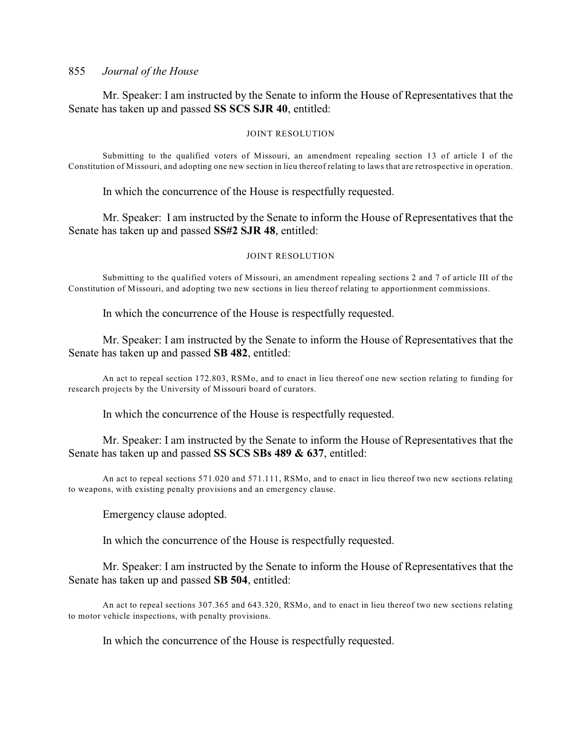Mr. Speaker: I am instructed by the Senate to inform the House of Representatives that the Senate has taken up and passed **SS SCS SJR 40**, entitled:

JOINT RESOLUTION

Submitting to the qualified voters of Missouri, an amendment repealing section 13 of article I of the Constitution of Missouri, and adopting one new section in lieu thereof relating to laws that are retrospective in operation.

In which the concurrence of the House is respectfully requested.

Mr. Speaker: I am instructed by the Senate to inform the House of Representatives that the Senate has taken up and passed **SS#2 SJR 48**, entitled:

JOINT RESOLUTION

Submitting to the qualified voters of Missouri, an amendment repealing sections 2 and 7 of article III of the Constitution of Missouri, and adopting two new sections in lieu thereof relating to apportionment commissions.

In which the concurrence of the House is respectfully requested.

Mr. Speaker: I am instructed by the Senate to inform the House of Representatives that the Senate has taken up and passed **SB 482**, entitled:

An act to repeal section 172.803, RSMo, and to enact in lieu thereof one new section relating to funding for research projects by the University of Missouri board of curators.

In which the concurrence of the House is respectfully requested.

Mr. Speaker: I am instructed by the Senate to inform the House of Representatives that the Senate has taken up and passed **SS SCS SBs 489 & 637**, entitled:

An act to repeal sections 571.020 and 571.111, RSMo, and to enact in lieu thereof two new sections relating to weapons, with existing penalty provisions and an emergency clause.

Emergency clause adopted.

In which the concurrence of the House is respectfully requested.

Mr. Speaker: I am instructed by the Senate to inform the House of Representatives that the Senate has taken up and passed **SB 504**, entitled:

An act to repeal sections 307.365 and 643.320, RSMo, and to enact in lieu thereof two new sections relating to motor vehicle inspections, with penalty provisions.

In which the concurrence of the House is respectfully requested.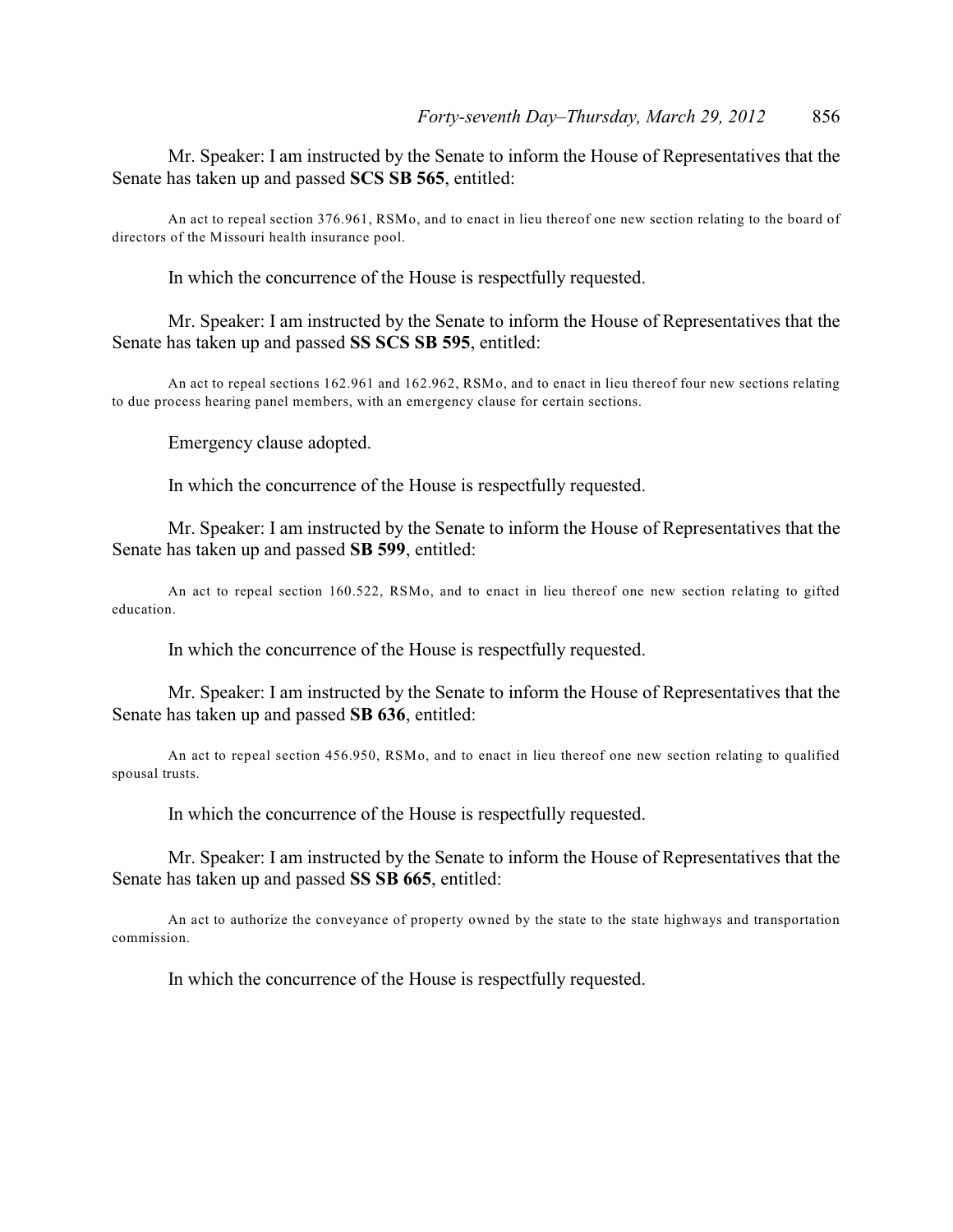Mr. Speaker: I am instructed by the Senate to inform the House of Representatives that the Senate has taken up and passed **SCS SB 565**, entitled:

An act to repeal section 376.961, RSMo, and to enact in lieu thereof one new section relating to the board of directors of the Missouri health insurance pool.

In which the concurrence of the House is respectfully requested.

Mr. Speaker: I am instructed by the Senate to inform the House of Representatives that the Senate has taken up and passed **SS SCS SB 595**, entitled:

An act to repeal sections 162.961 and 162.962, RSMo, and to enact in lieu thereof four new sections relating to due process hearing panel members, with an emergency clause for certain sections.

Emergency clause adopted.

In which the concurrence of the House is respectfully requested.

Mr. Speaker: I am instructed by the Senate to inform the House of Representatives that the Senate has taken up and passed **SB 599**, entitled:

An act to repeal section 160.522, RSMo, and to enact in lieu thereof one new section relating to gifted education.

In which the concurrence of the House is respectfully requested.

Mr. Speaker: I am instructed by the Senate to inform the House of Representatives that the Senate has taken up and passed **SB 636**, entitled:

An act to repeal section 456.950, RSMo, and to enact in lieu thereof one new section relating to qualified spousal trusts.

In which the concurrence of the House is respectfully requested.

Mr. Speaker: I am instructed by the Senate to inform the House of Representatives that the Senate has taken up and passed **SS SB 665**, entitled:

An act to authorize the conveyance of property owned by the state to the state highways and transportation commission.

In which the concurrence of the House is respectfully requested.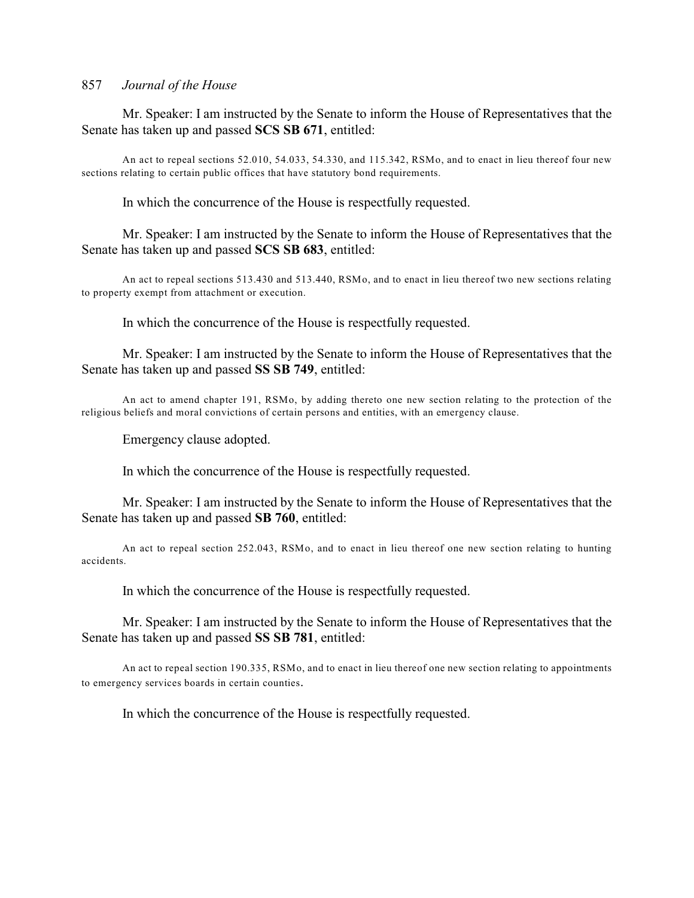Mr. Speaker: I am instructed by the Senate to inform the House of Representatives that the Senate has taken up and passed **SCS SB 671**, entitled:

An act to repeal sections 52.010, 54.033, 54.330, and 115.342, RSMo, and to enact in lieu thereof four new sections relating to certain public offices that have statutory bond requirements.

In which the concurrence of the House is respectfully requested.

Mr. Speaker: I am instructed by the Senate to inform the House of Representatives that the Senate has taken up and passed **SCS SB 683**, entitled:

An act to repeal sections 513.430 and 513.440, RSMo, and to enact in lieu thereof two new sections relating to property exempt from attachment or execution.

In which the concurrence of the House is respectfully requested.

Mr. Speaker: I am instructed by the Senate to inform the House of Representatives that the Senate has taken up and passed **SS SB 749**, entitled:

An act to amend chapter 191, RSMo, by adding thereto one new section relating to the protection of the religious beliefs and moral convictions of certain persons and entities, with an emergency clause.

Emergency clause adopted.

In which the concurrence of the House is respectfully requested.

Mr. Speaker: I am instructed by the Senate to inform the House of Representatives that the Senate has taken up and passed **SB 760**, entitled:

An act to repeal section 252.043, RSMo, and to enact in lieu thereof one new section relating to hunting accidents.

In which the concurrence of the House is respectfully requested.

Mr. Speaker: I am instructed by the Senate to inform the House of Representatives that the Senate has taken up and passed **SS SB 781**, entitled:

An act to repeal section 190.335, RSMo, and to enact in lieu thereof one new section relating to appointments to emergency services boards in certain counties.

In which the concurrence of the House is respectfully requested.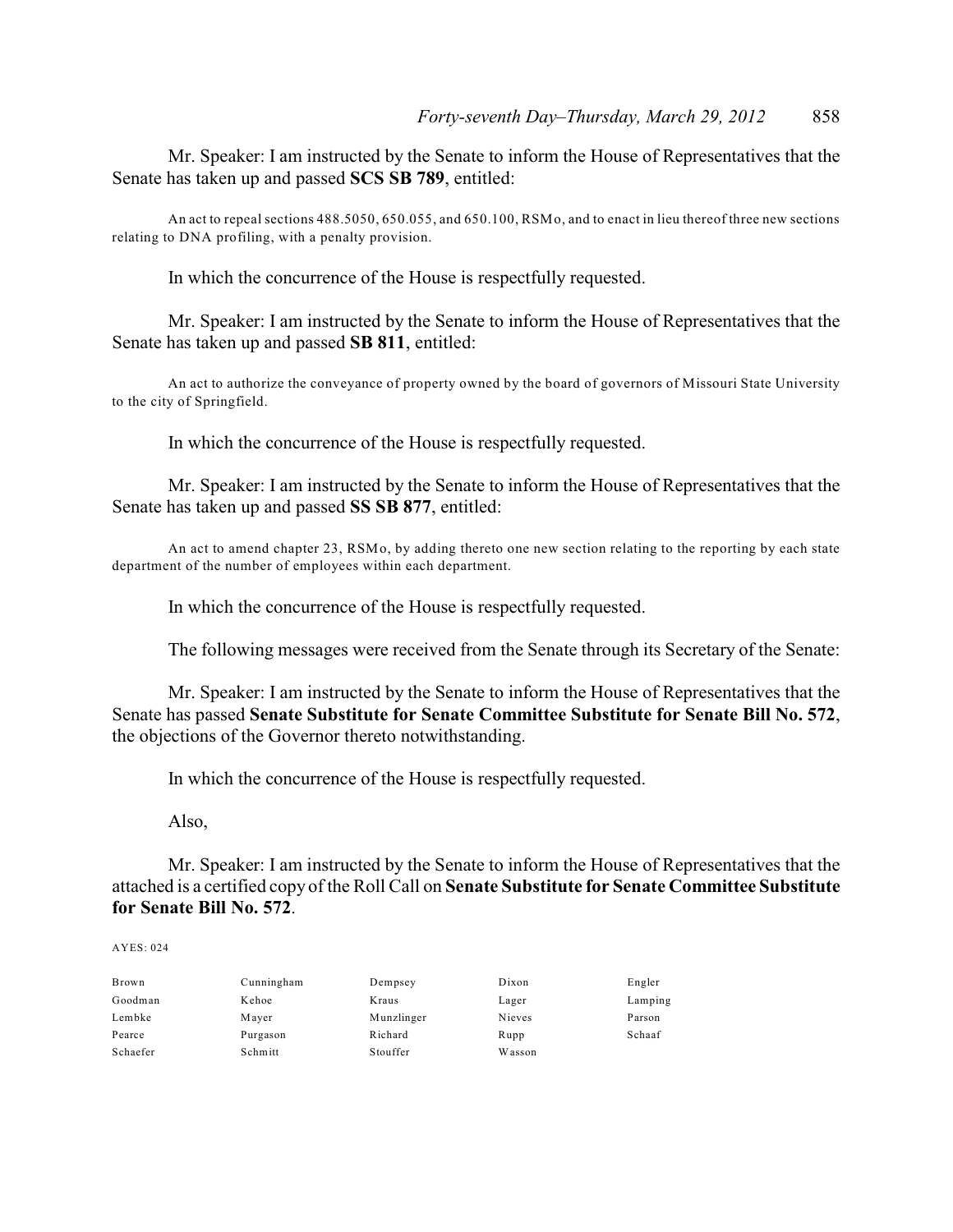Mr. Speaker: I am instructed by the Senate to inform the House of Representatives that the Senate has taken up and passed **SCS SB 789**, entitled:

An act to repeal sections 488.5050, 650.055, and 650.100, RSMo, and to enact in lieu thereof three new sections relating to DNA profiling, with a penalty provision.

In which the concurrence of the House is respectfully requested.

Mr. Speaker: I am instructed by the Senate to inform the House of Representatives that the Senate has taken up and passed **SB 811**, entitled:

An act to authorize the conveyance of property owned by the board of governors of Missouri State University to the city of Springfield.

In which the concurrence of the House is respectfully requested.

Mr. Speaker: I am instructed by the Senate to inform the House of Representatives that the Senate has taken up and passed **SS SB 877**, entitled:

An act to amend chapter 23, RSMo, by adding thereto one new section relating to the reporting by each state department of the number of employees within each department.

In which the concurrence of the House is respectfully requested.

The following messages were received from the Senate through its Secretary of the Senate:

Mr. Speaker: I am instructed by the Senate to inform the House of Representatives that the Senate has passed **Senate Substitute for Senate Committee Substitute for Senate Bill No. 572**, the objections of the Governor thereto notwithstanding.

In which the concurrence of the House is respectfully requested.

Also,

Mr. Speaker: I am instructed by the Senate to inform the House of Representatives that the attached is a certified copy of the Roll Call on **Senate Substitute for Senate Committee Substitute for Senate Bill No. 572**.

AYES: 024

| | | | | |
|---|---|---|---|---|
| Brown | Cunningham | Dempsey | Dixon | Engler |
| Goodman | Kehoe | Kraus | Lager | Lamping |
| Lembke | Mayer | Munzlinger | Nieves | Parson |
| Pearce | Purgason | Richard | Rupp | Schaaf |
| Schaefer | Schmitt | Stouffer | Wasson | |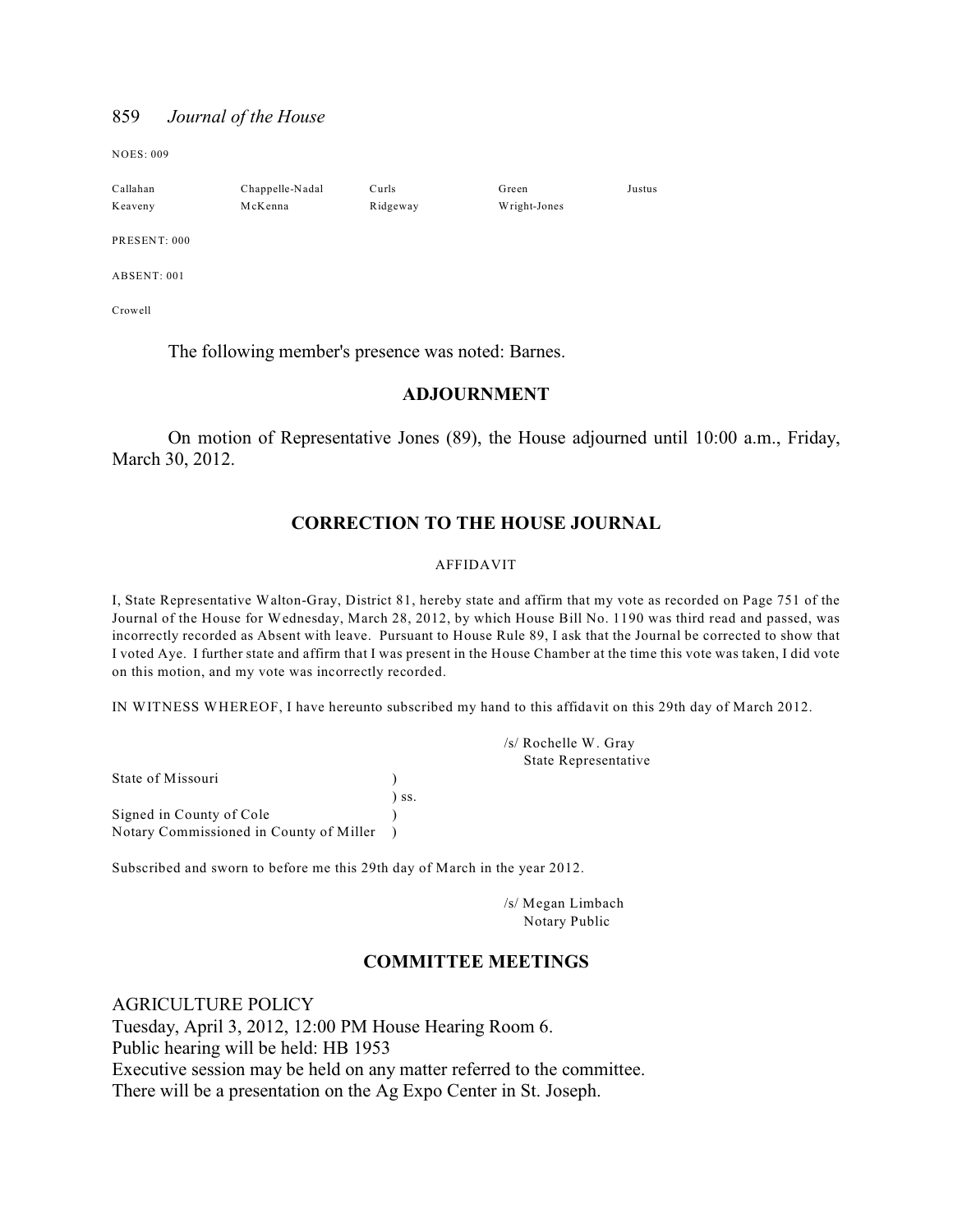NOES: 009

| | | | | |
|---|---|---|---|---|
| Callahan | Chappelle-Nadal | Curls | Green | Justus |
| Keaveny | McKenna | Ridgeway | Wright-Jones | |

PRESENT: 000

ABSENT: 001

Crowell

The following member's presence was noted: Barnes.

## ADJOURNMENT

On motion of Representative Jones (89), the House adjourned until 10:00 a.m., Friday, March 30, 2012.

## CORRECTION TO THE HOUSE JOURNAL

AFFIDAVIT

I, State Representative Walton-Gray, District 81, hereby state and affirm that my vote as recorded on Page 751 of the Journal of the House for Wednesday, March 28, 2012, by which House Bill No. 1190 was third read and passed, was incorrectly recorded as Absent with leave. Pursuant to House Rule 89, I ask that the Journal be corrected to show that I voted Aye. I further state and affirm that I was present in the House Chamber at the time this vote was taken, I did vote on this motion, and my vote was incorrectly recorded.

IN WITNESS WHEREOF, I have hereunto subscribed my hand to this affidavit on this 29th day of March 2012.

/s/ Rochelle W. Gray
State Representative

State of Missouri )
) ss.
Signed in County of Cole )
Notary Commissioned in County of Miller )

Subscribed and sworn to before me this 29th day of March in the year 2012.

/s/ Megan Limbach
Notary Public

## COMMITTEE MEETINGS

AGRICULTURE POLICY
Tuesday, April 3, 2012, 12:00 PM House Hearing Room 6.
Public hearing will be held: HB 1953
Executive session may be held on any matter referred to the committee.
There will be a presentation on the Ag Expo Center in St. Joseph.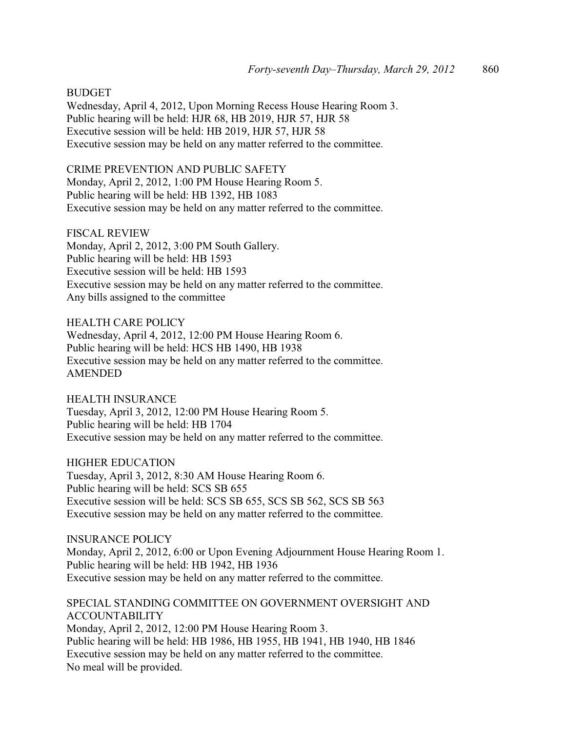BUDGET
Wednesday, April 4, 2012, Upon Morning Recess House Hearing Room 3.
Public hearing will be held: HJR 68, HB 2019, HJR 57, HJR 58
Executive session will be held: HB 2019, HJR 57, HJR 58
Executive session may be held on any matter referred to the committee.

CRIME PREVENTION AND PUBLIC SAFETY
Monday, April 2, 2012, 1:00 PM House Hearing Room 5.
Public hearing will be held: HB 1392, HB 1083
Executive session may be held on any matter referred to the committee.

FISCAL REVIEW
Monday, April 2, 2012, 3:00 PM South Gallery.
Public hearing will be held: HB 1593
Executive session will be held: HB 1593
Executive session may be held on any matter referred to the committee.
Any bills assigned to the committee

HEALTH CARE POLICY
Wednesday, April 4, 2012, 12:00 PM House Hearing Room 6.
Public hearing will be held: HCS HB 1490, HB 1938
Executive session may be held on any matter referred to the committee.
AMENDED

HEALTH INSURANCE
Tuesday, April 3, 2012, 12:00 PM House Hearing Room 5.
Public hearing will be held: HB 1704
Executive session may be held on any matter referred to the committee.

HIGHER EDUCATION
Tuesday, April 3, 2012, 8:30 AM House Hearing Room 6.
Public hearing will be held: SCS SB 655
Executive session will be held: SCS SB 655, SCS SB 562, SCS SB 563
Executive session may be held on any matter referred to the committee.

INSURANCE POLICY
Monday, April 2, 2012, 6:00 or Upon Evening Adjournment House Hearing Room 1.
Public hearing will be held: HB 1942, HB 1936
Executive session may be held on any matter referred to the committee.

SPECIAL STANDING COMMITTEE ON GOVERNMENT OVERSIGHT AND ACCOUNTABILITY
Monday, April 2, 2012, 12:00 PM House Hearing Room 3.
Public hearing will be held: HB 1986, HB 1955, HB 1941, HB 1940, HB 1846
Executive session may be held on any matter referred to the committee.
No meal will be provided.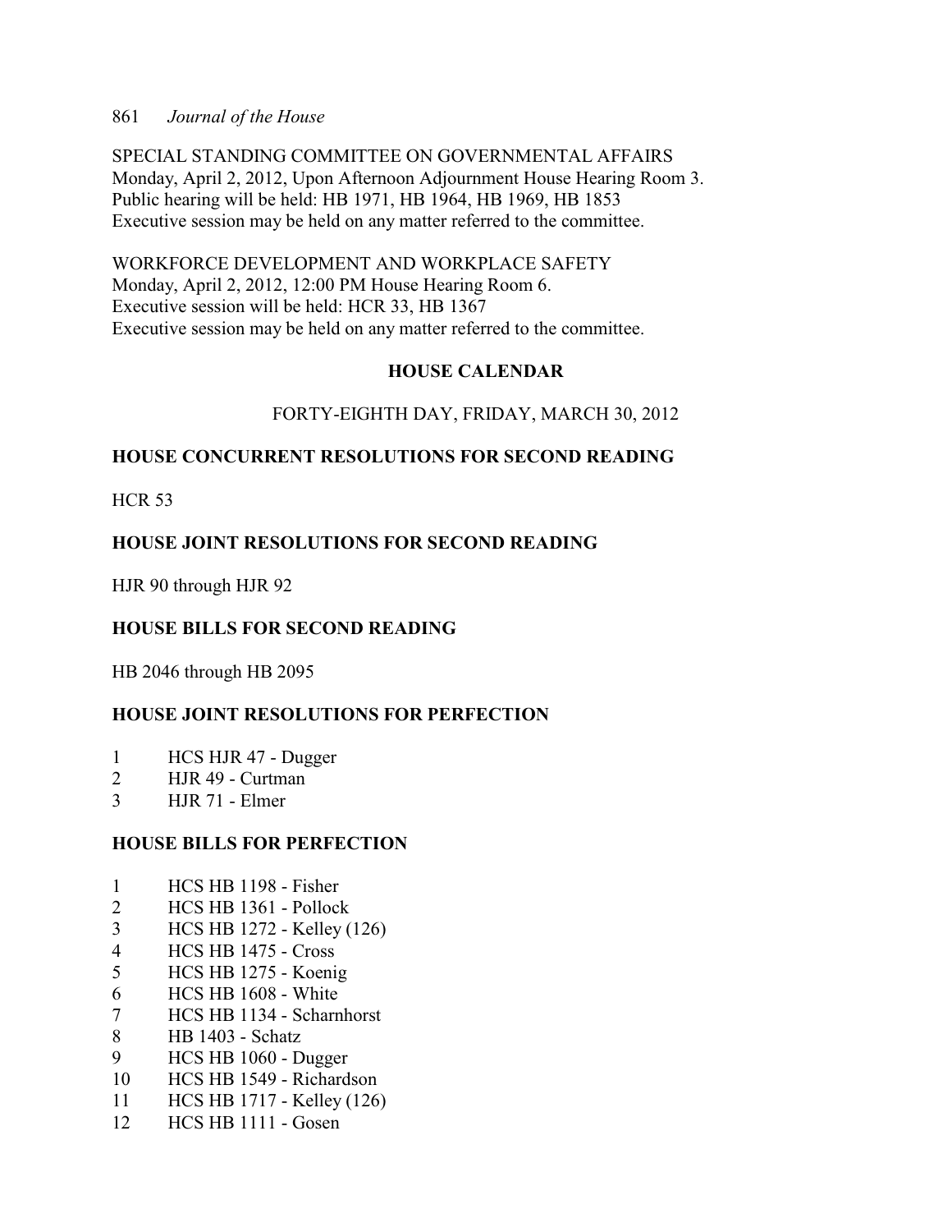SPECIAL STANDING COMMITTEE ON GOVERNMENTAL AFFAIRS
Monday, April 2, 2012, Upon Afternoon Adjournment House Hearing Room 3.
Public hearing will be held: HB 1971, HB 1964, HB 1969, HB 1853
Executive session may be held on any matter referred to the committee.

WORKFORCE DEVELOPMENT AND WORKPLACE SAFETY
Monday, April 2, 2012, 12:00 PM House Hearing Room 6.
Executive session will be held: HCR 33, HB 1367
Executive session may be held on any matter referred to the committee.

## HOUSE CALENDAR

FORTY-EIGHTH DAY, FRIDAY, MARCH 30, 2012

### HOUSE CONCURRENT RESOLUTIONS FOR SECOND READING

HCR 53

### HOUSE JOINT RESOLUTIONS FOR SECOND READING

HJR 90 through HJR 92

### HOUSE BILLS FOR SECOND READING

HB 2046 through HB 2095

### HOUSE JOINT RESOLUTIONS FOR PERFECTION

1 HCS HJR 47 - Dugger
2 HJR 49 - Curtman
3 HJR 71 - Elmer

### HOUSE BILLS FOR PERFECTION

1 HCS HB 1198 - Fisher
2 HCS HB 1361 - Pollock
3 HCS HB 1272 - Kelley (126)
4 HCS HB 1475 - Cross
5 HCS HB 1275 - Koenig
6 HCS HB 1608 - White
7 HCS HB 1134 - Scharnhorst
8 HB 1403 - Schatz
9 HCS HB 1060 - Dugger
10 HCS HB 1549 - Richardson
11 HCS HB 1717 - Kelley (126)
12 HCS HB 1111 - Gosen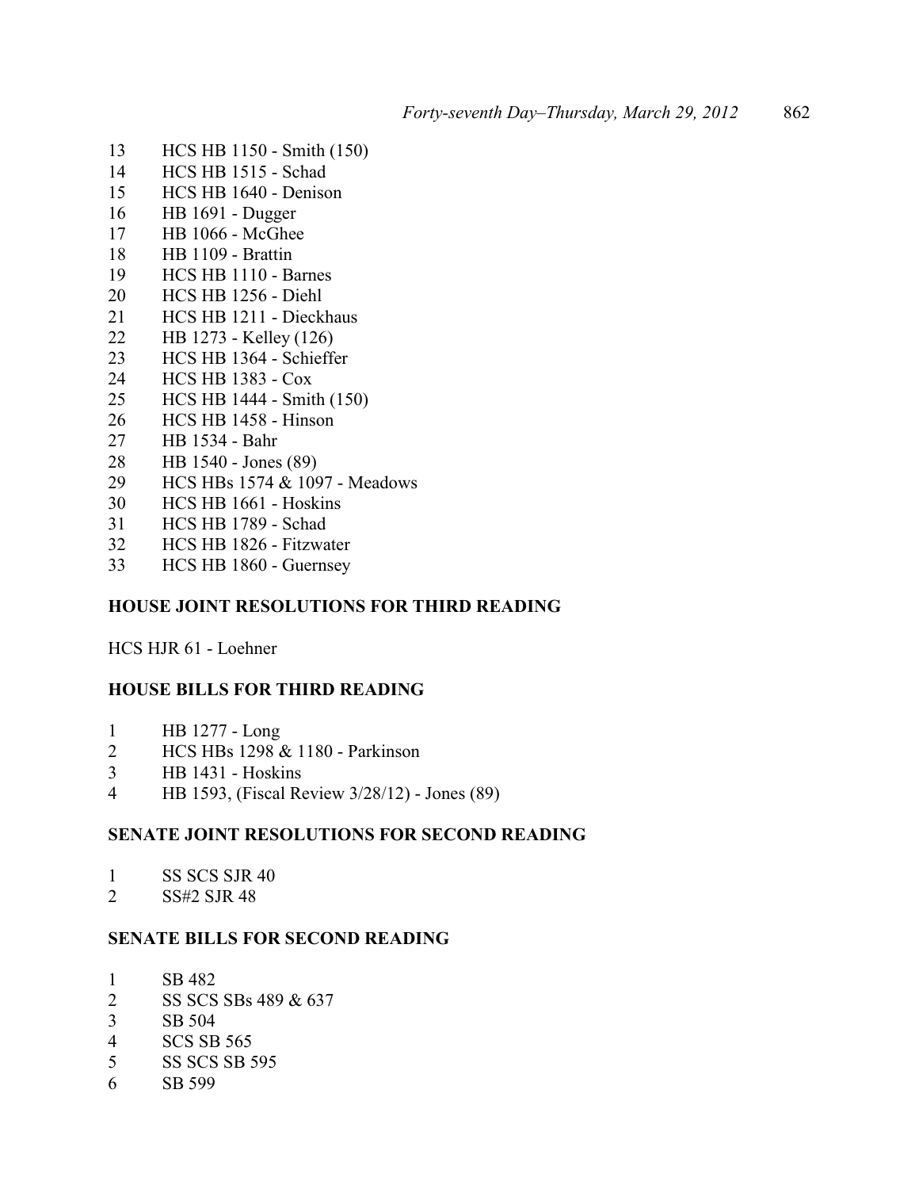13 HCS HB 1150 - Smith (150)
14 HCS HB 1515 - Schad
15 HCS HB 1640 - Denison
16 HB 1691 - Dugger
17 HB 1066 - McGhee
18 HB 1109 - Brattin
19 HCS HB 1110 - Barnes
20 HCS HB 1256 - Diehl
21 HCS HB 1211 - Dieckhaus
22 HB 1273 - Kelley (126)
23 HCS HB 1364 - Schieffer
24 HCS HB 1383 - Cox
25 HCS HB 1444 - Smith (150)
26 HCS HB 1458 - Hinson
27 HB 1534 - Bahr
28 HB 1540 - Jones (89)
29 HCS HBs 1574 & 1097 - Meadows
30 HCS HB 1661 - Hoskins
31 HCS HB 1789 - Schad
32 HCS HB 1826 - Fitzwater
33 HCS HB 1860 - Guernsey

**HOUSE JOINT RESOLUTIONS FOR THIRD READING**

HCS HJR 61 - Loehner

**HOUSE BILLS FOR THIRD READING**

1 HB 1277 - Long
2 HCS HBs 1298 & 1180 - Parkinson
3 HB 1431 - Hoskins
4 HB 1593, (Fiscal Review 3/28/12) - Jones (89)

**SENATE JOINT RESOLUTIONS FOR SECOND READING**

1 SS SCS SJR 40
2 SS#2 SJR 48

**SENATE BILLS FOR SECOND READING**

1 SB 482
2 SS SCS SBs 489 & 637
3 SB 504
4 SCS SB 565
5 SS SCS SB 595
6 SB 599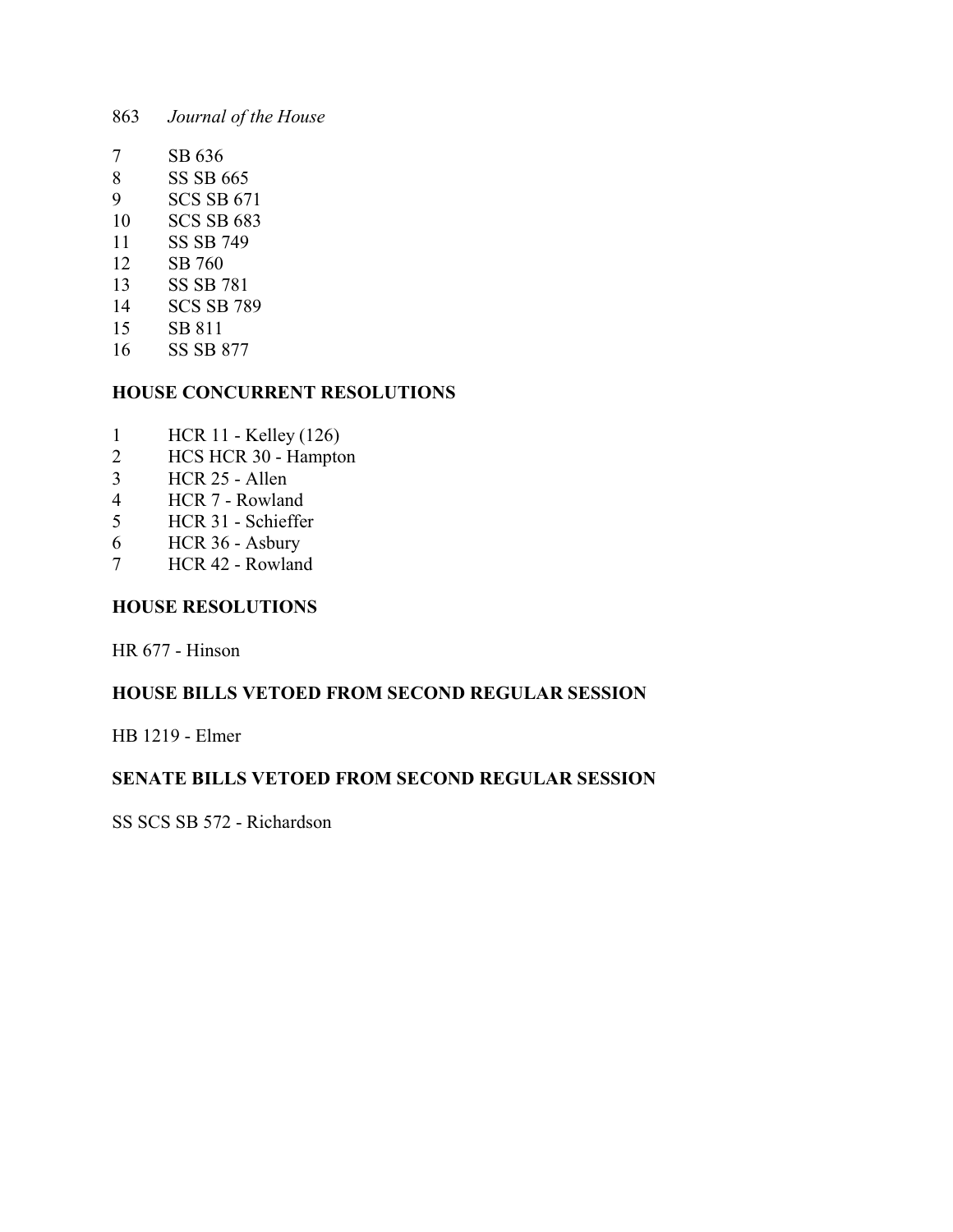7 SB 636
8 SS SB 665
9 SCS SB 671
10 SCS SB 683
11 SS SB 749
12 SB 760
13 SS SB 781
14 SCS SB 789
15 SB 811
16 SS SB 877

**HOUSE CONCURRENT RESOLUTIONS**

1 HCR 11 - Kelley (126)
2 HCS HCR 30 - Hampton
3 HCR 25 - Allen
4 HCR 7 - Rowland
5 HCR 31 - Schieffer
6 HCR 36 - Asbury
7 HCR 42 - Rowland

**HOUSE RESOLUTIONS**

HR 677 - Hinson

**HOUSE BILLS VETOED FROM SECOND REGULAR SESSION**

HB 1219 - Elmer

**SENATE BILLS VETOED FROM SECOND REGULAR SESSION**

SS SCS SB 572 - Richardson